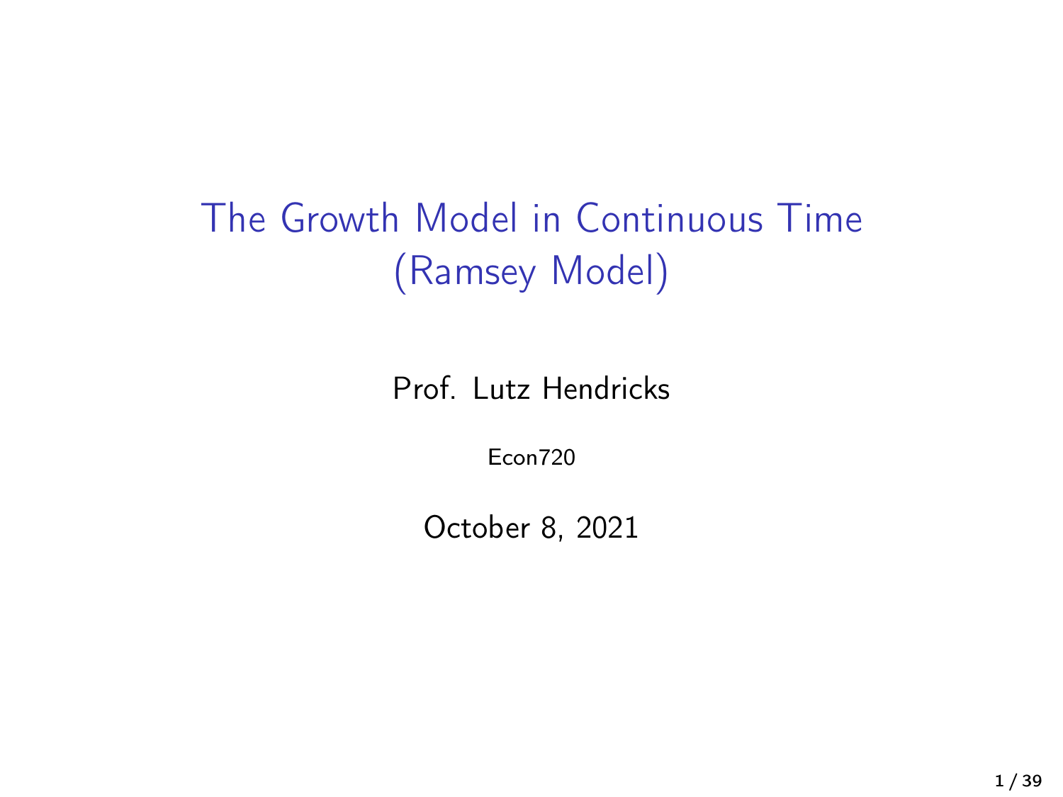# The Growth Model in Continuous Time (Ramsey Model)

Prof. Lutz Hendricks

Econ720

October 8, 2021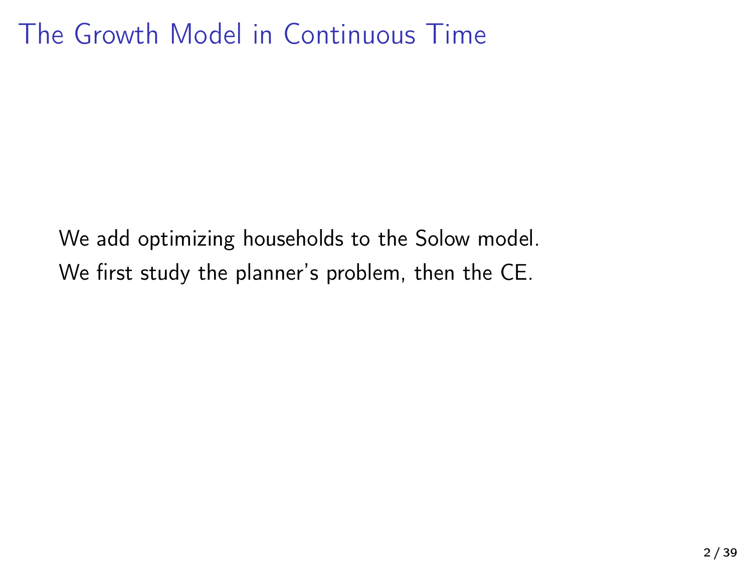# The Growth Model in Continuous Time

We add optimizing households to the Solow model.

We first study the planner's problem, then the CE.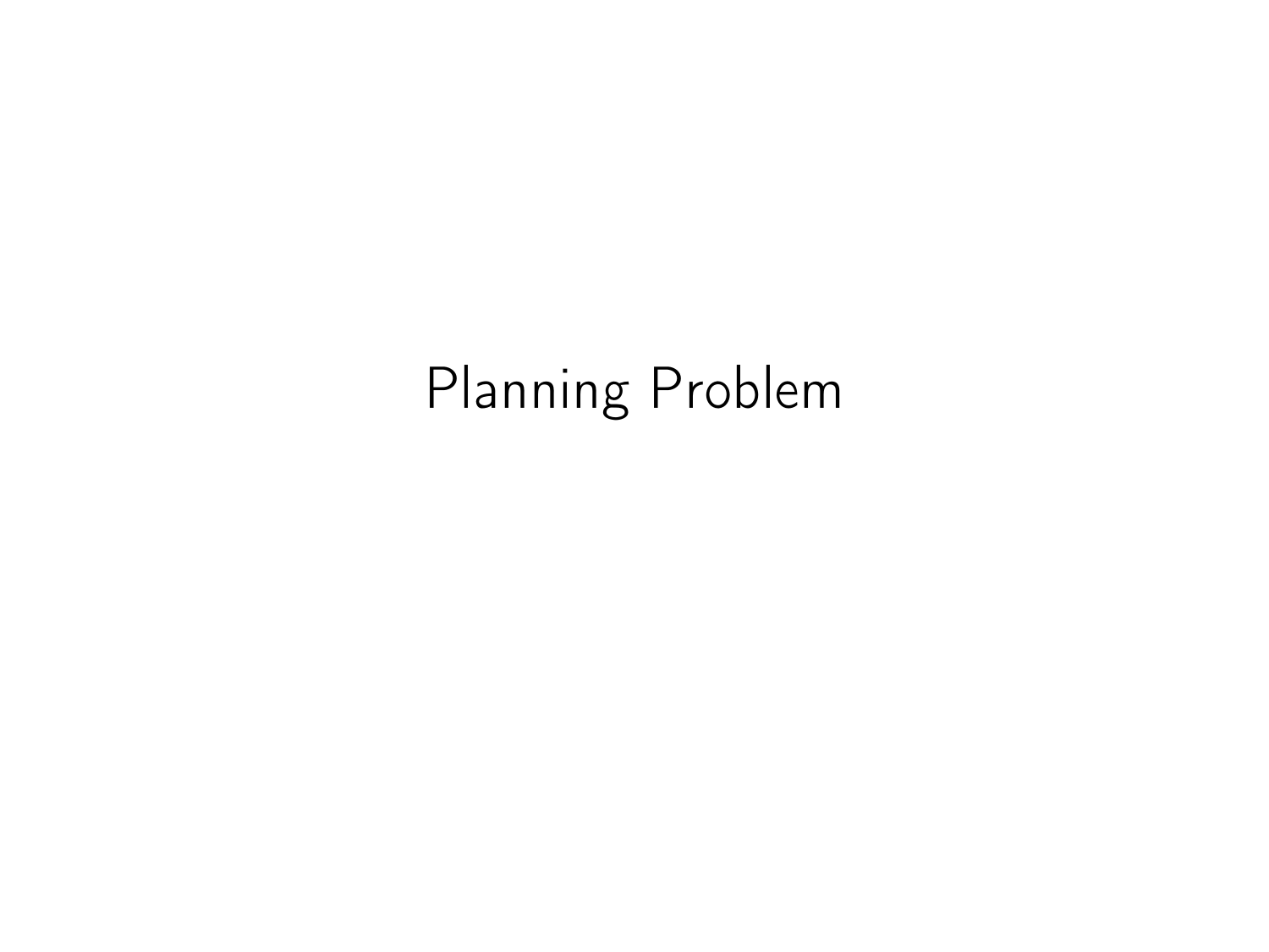# Planning Problem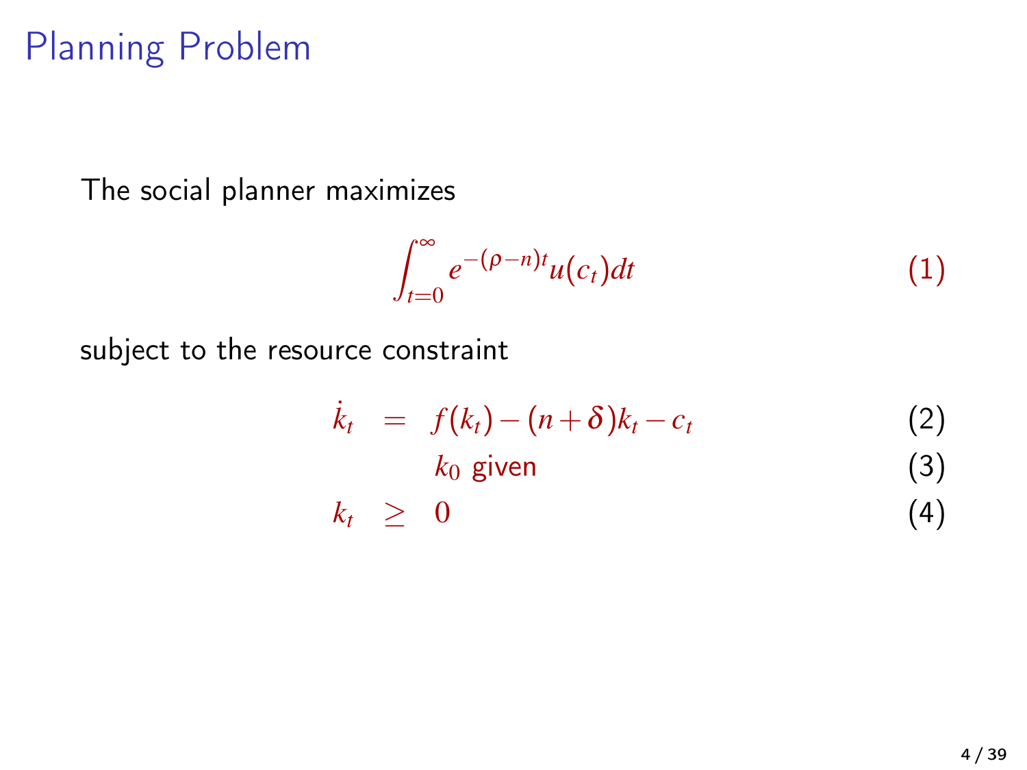# Planning Problem

The social planner maximizes

$$\int_{t=0}^{\infty} e^{-(\rho-n)t} u(c_t) dt \tag{1}$$

subject to the resource constraint

$$\dot{k}_t = f(k_t) - (n+\delta)k_t - c_t \tag{2}$$

$$k_0 \text{ given} \tag{3}$$

$$k_t \geq 0 \tag{4}$$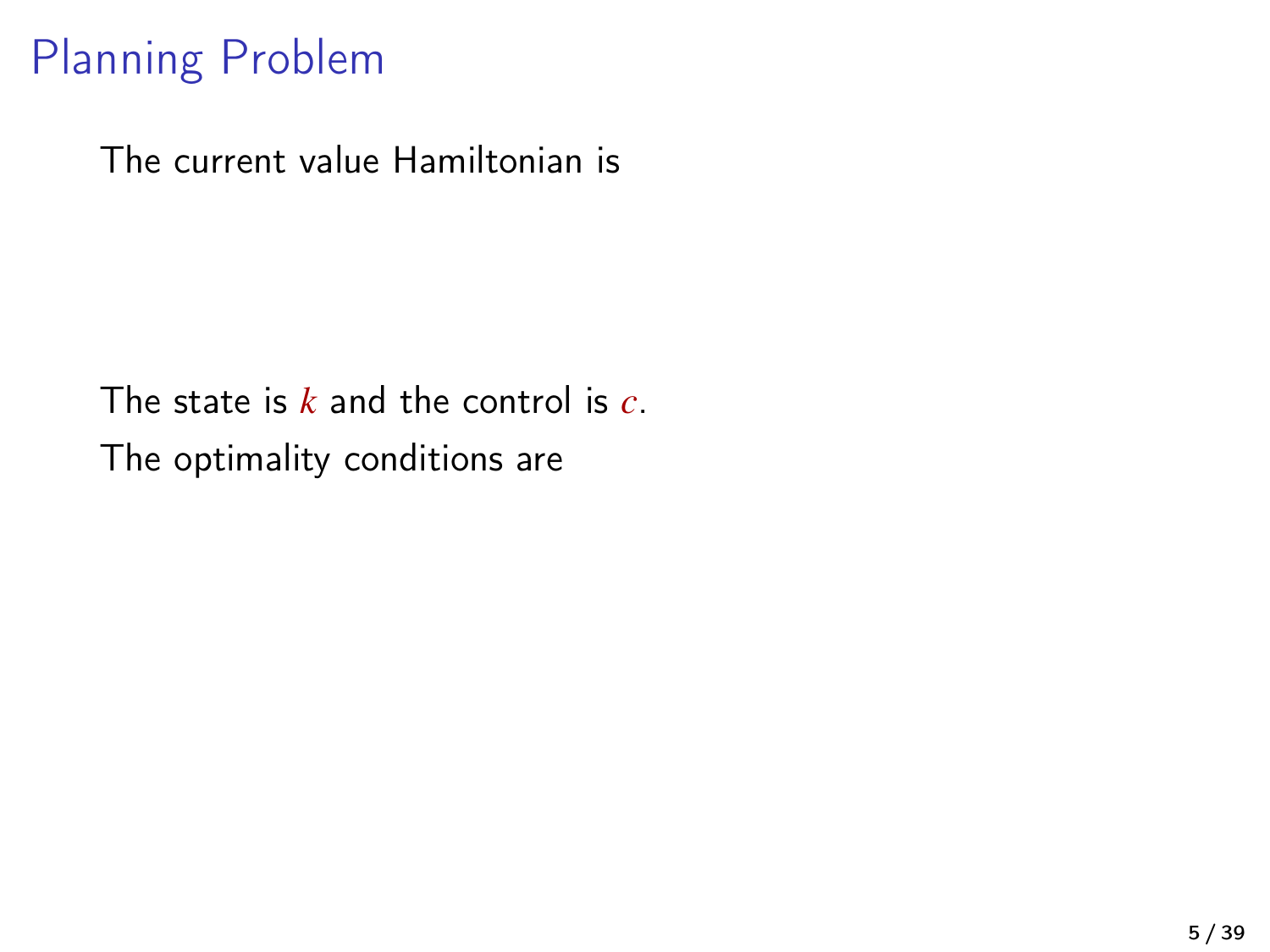# Planning Problem

The current value Hamiltonian is

The state is $k$ and the control is $c$.

The optimality conditions are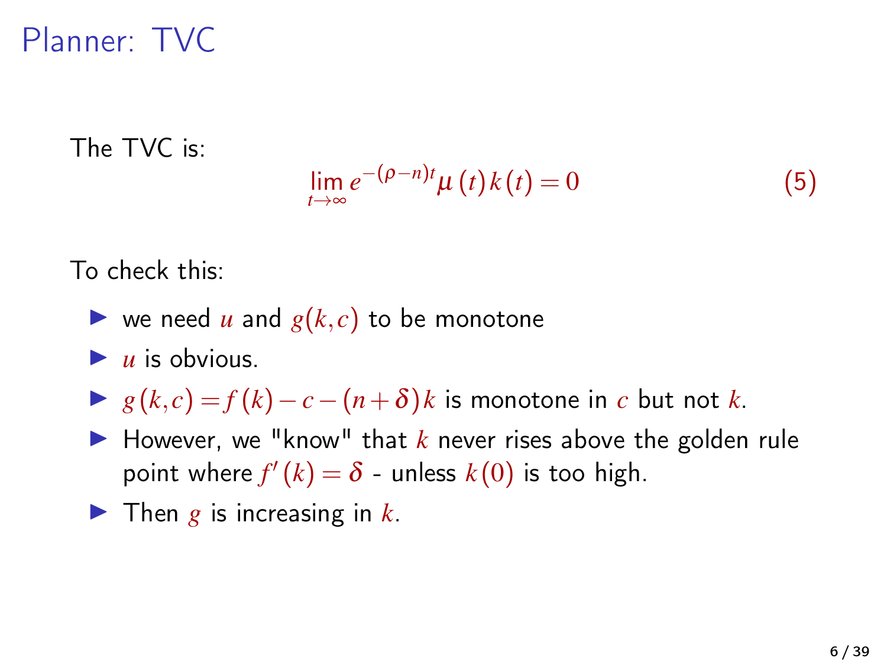# Planner: TVC

The TVC is:

$$\lim_{t\to\infty} e^{-(\rho-n)t}\mu(t)\,k(t) = 0 \tag{5}$$

To check this:

- we need $u$ and $g(k,c)$ to be monotone
- $u$ is obvious.
- $g(k,c) = f(k) - c - (n+\delta)k$ is monotone in $c$ but not $k$.
- However, we "know" that $k$ never rises above the golden rule point where $f'(k) = \delta$ - unless $k(0)$ is too high.
- Then $g$ is increasing in $k$.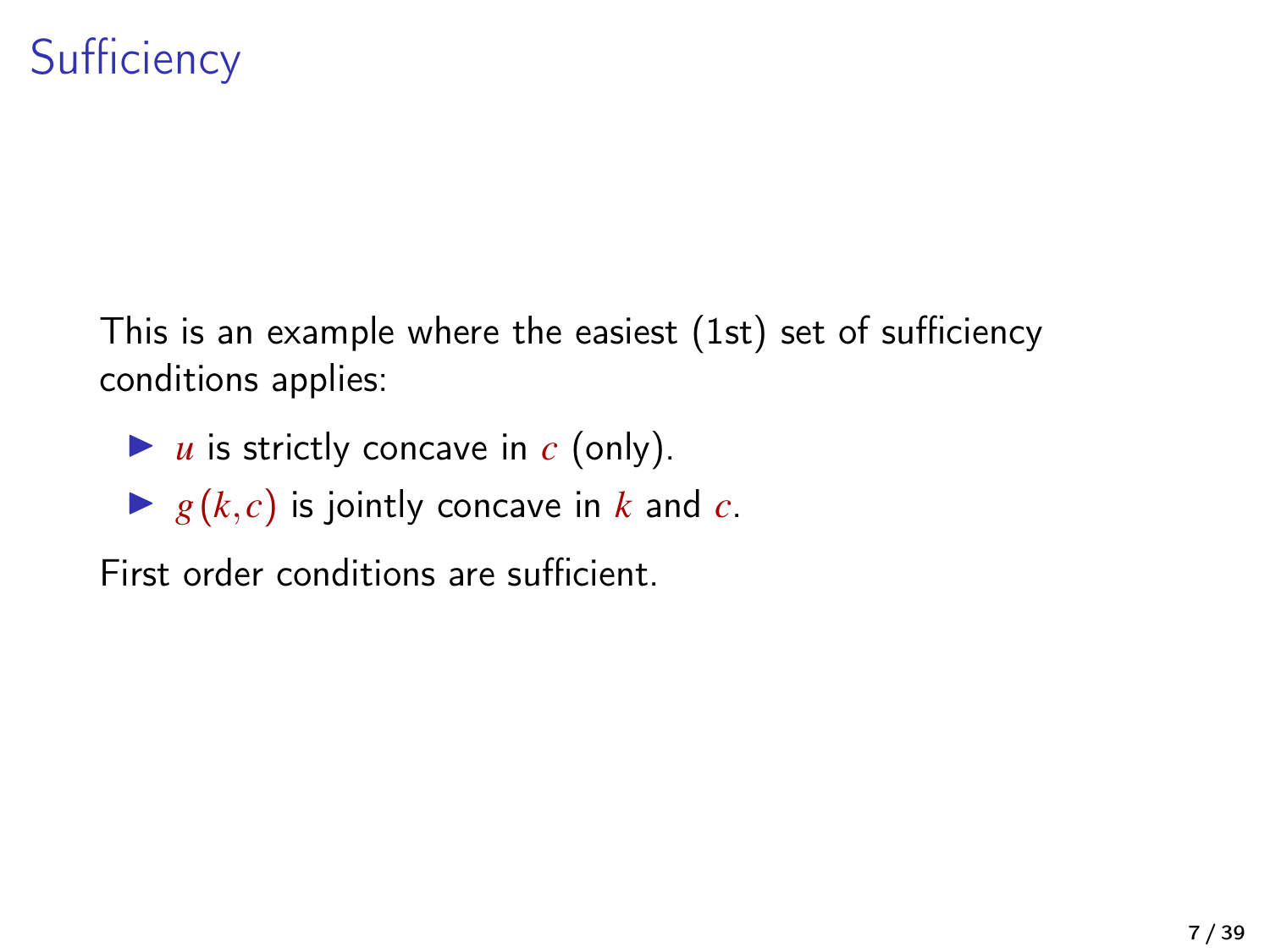# Sufficiency

This is an example where the easiest (1st) set of sufficiency conditions applies:

- $u$ is strictly concave in $c$ (only).
- $g(k,c)$ is jointly concave in $k$ and $c$.

First order conditions are sufficient.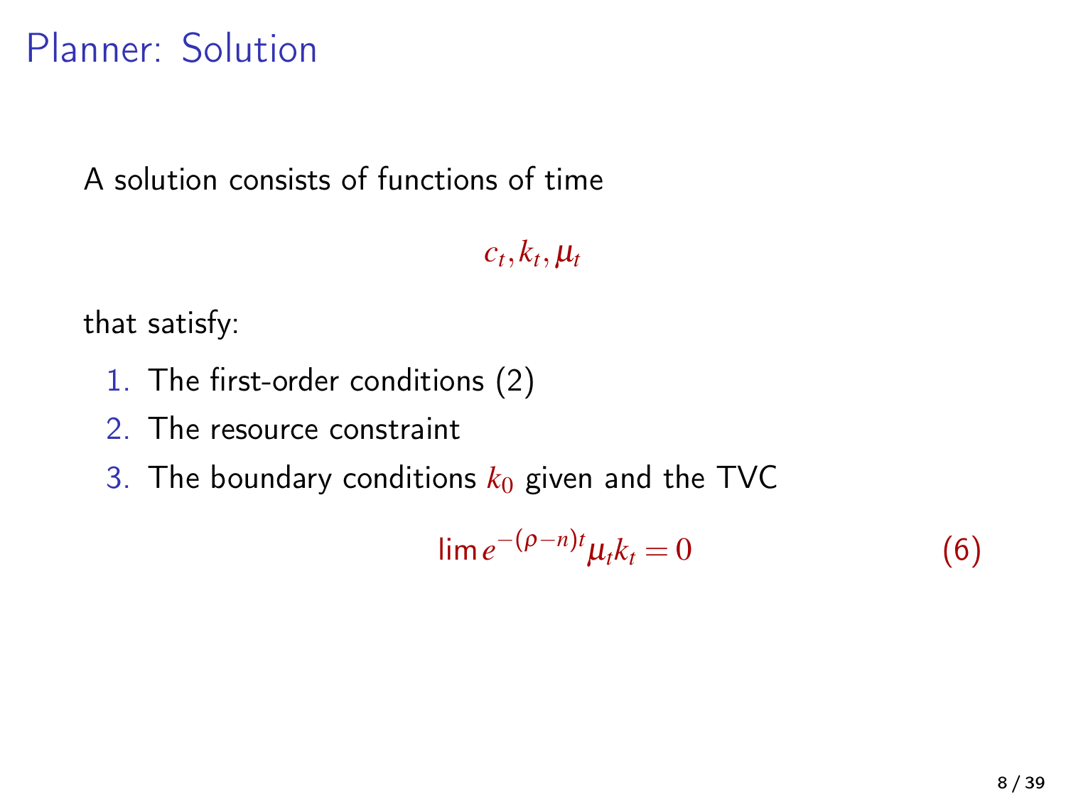# Planner: Solution

A solution consists of functions of time

$$c_t, k_t, \mu_t$$

that satisfy:

1. The first-order conditions (2)
2. The resource constraint
3. The boundary conditions $k_0$ given and the TVC

$$\lim e^{-(\rho - n)t} \mu_t k_t = 0 \qquad (6)$$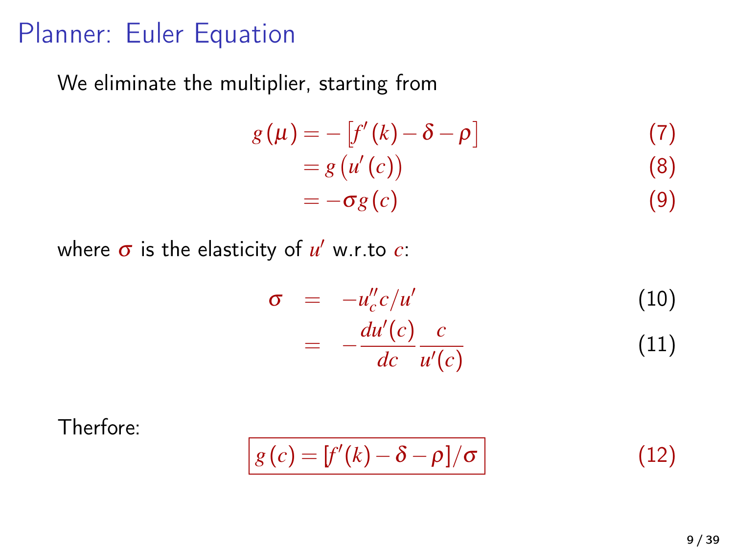# Planner: Euler Equation

We eliminate the multiplier, starting from

$$
\begin{aligned}
g(\mu) &= -\left[f'(k) - \delta - \rho\right] && (7) \\
&= g\left(u'(c)\right) && (8) \\
&= -\sigma g(c) && (9)
\end{aligned}
$$

where $\sigma$ is the elasticity of $u'$ w.r.to $c$:

$$
\begin{aligned}
\sigma &= -u''_c c / u' && (10) \\
&= -\frac{du'(c)}{dc} \frac{c}{u'(c)} && (11)
\end{aligned}
$$

Therfore:

$$
\boxed{g(c) = [f'(k) - \delta - \rho]/\sigma} \qquad (12)
$$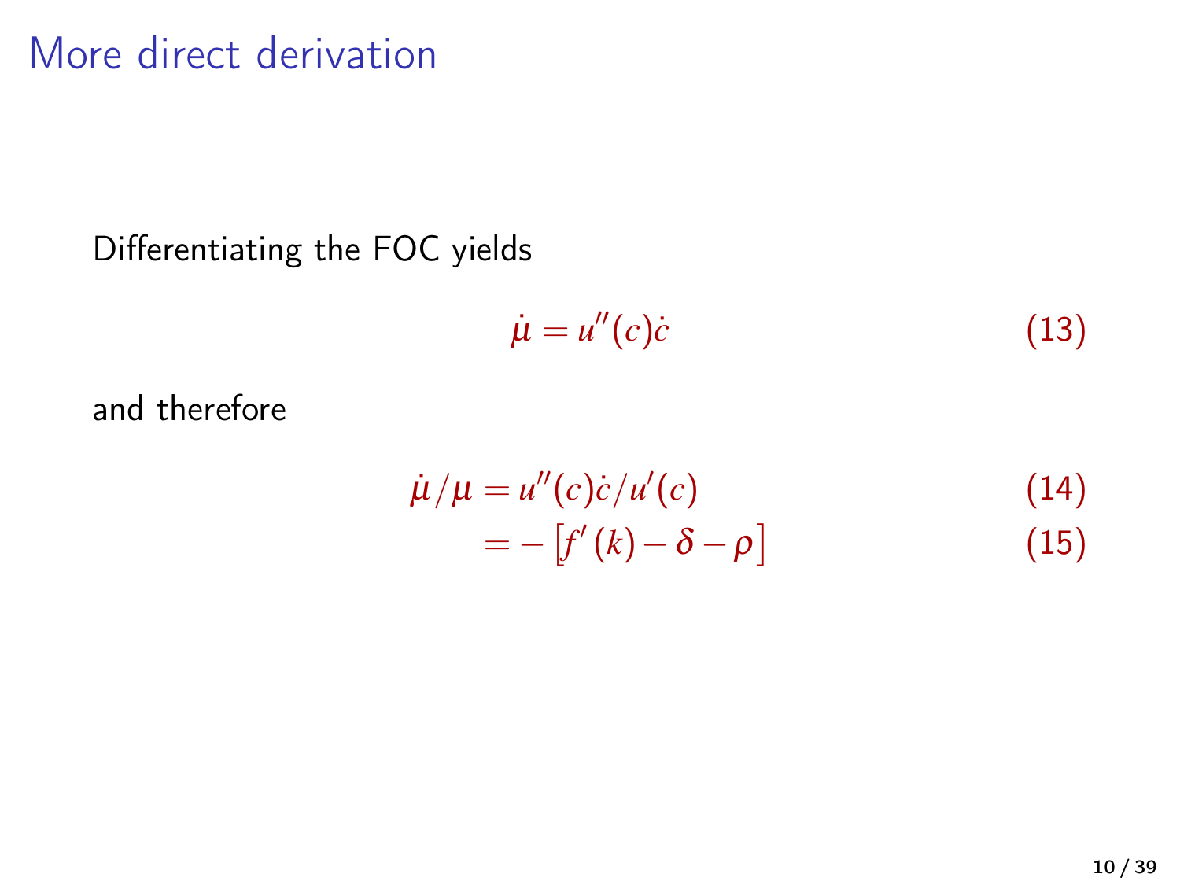# More direct derivation

Differentiating the FOC yields

$$\dot{\mu} = u''(c)\dot{c} \tag{13}$$

and therefore

$$\dot{\mu}/\mu = u''(c)\dot{c}/u'(c) \tag{14}$$

$$= -\left[f'(k) - \delta - \rho\right] \tag{15}$$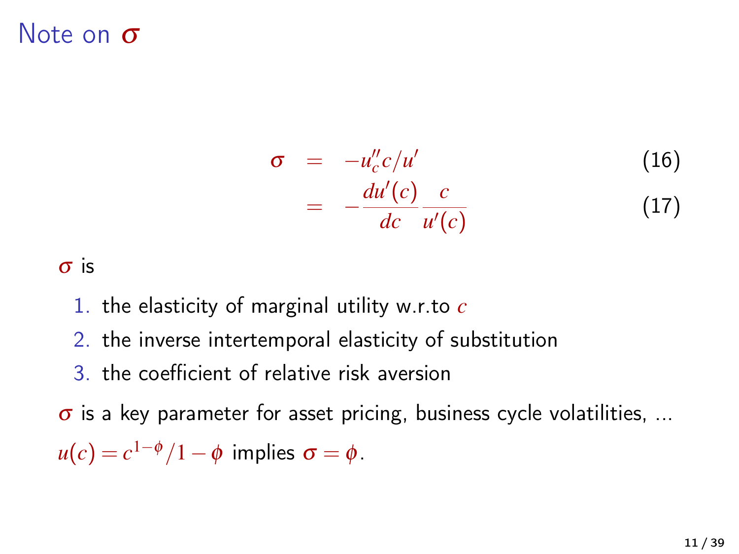# Note on $\sigma$

$$
\begin{aligned}
\sigma &= -u''_c c / u' && (16) \\
&= -\frac{du'(c)}{dc}\frac{c}{u'(c)} && (17)
\end{aligned}
$$

$\sigma$ is

1. the elasticity of marginal utility w.r.to $c$
2. the inverse intertemporal elasticity of substitution
3. the coefficient of relative risk aversion

$\sigma$ is a key parameter for asset pricing, business cycle volatilities, ...

$u(c) = c^{1-\phi}/1-\phi$ implies $\sigma = \phi$.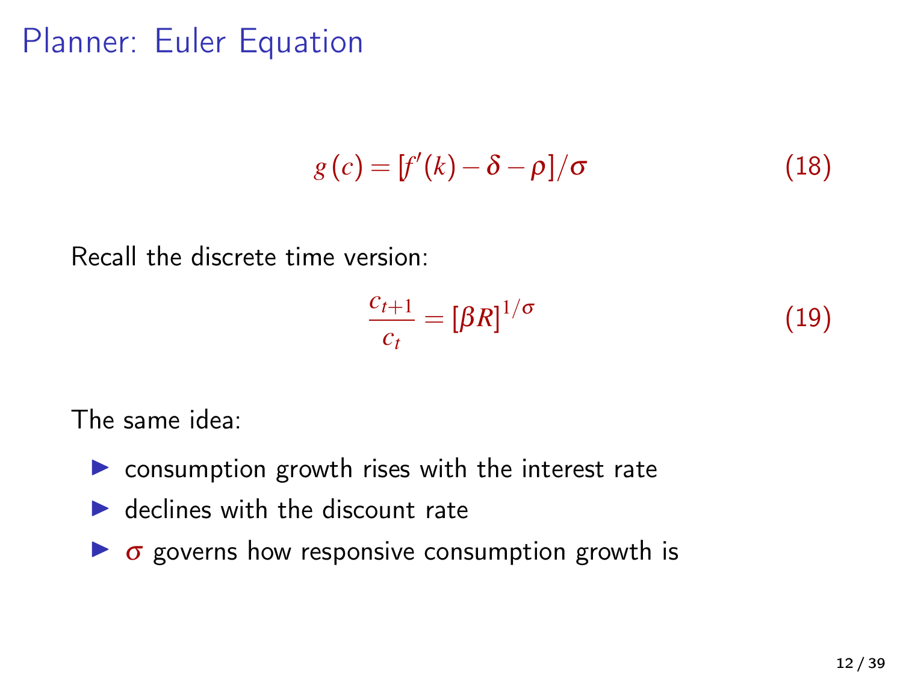# Planner: Euler Equation

$$g(c) = [f'(k) - \delta - \rho]/\sigma \tag{18}$$

Recall the discrete time version:

$$\frac{c_{t+1}}{c_t} = [\beta R]^{1/\sigma} \tag{19}$$

The same idea:

- consumption growth rises with the interest rate
- declines with the discount rate
- $\sigma$ governs how responsive consumption growth is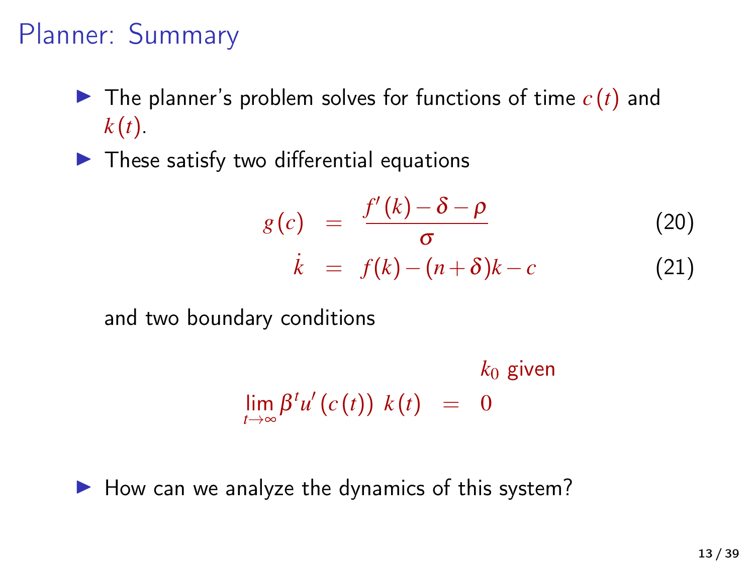# Planner: Summary

- The planner's problem solves for functions of time $c(t)$ and $k(t)$.
- These satisfy two differential equations

$$
\begin{aligned}
g(c) &= \frac{f'(k) - \delta - \rho}{\sigma} && (20) \\
\dot{k} &= f(k) - (n+\delta)k - c && (21)
\end{aligned}
$$

and two boundary conditions

$$
\begin{aligned}
& & k_0 \text{ given} \\
\lim_{t\to\infty} \beta^t u'(c(t))\; k(t) &= & 0
\end{aligned}
$$

- How can we analyze the dynamics of this system?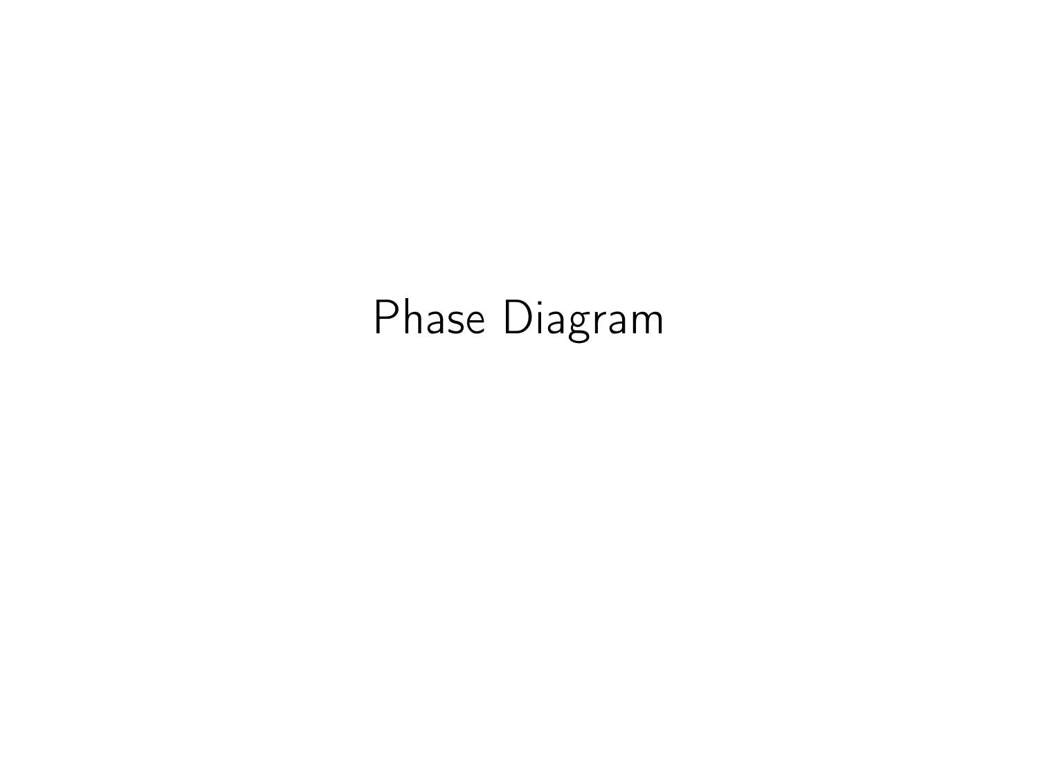# Phase Diagram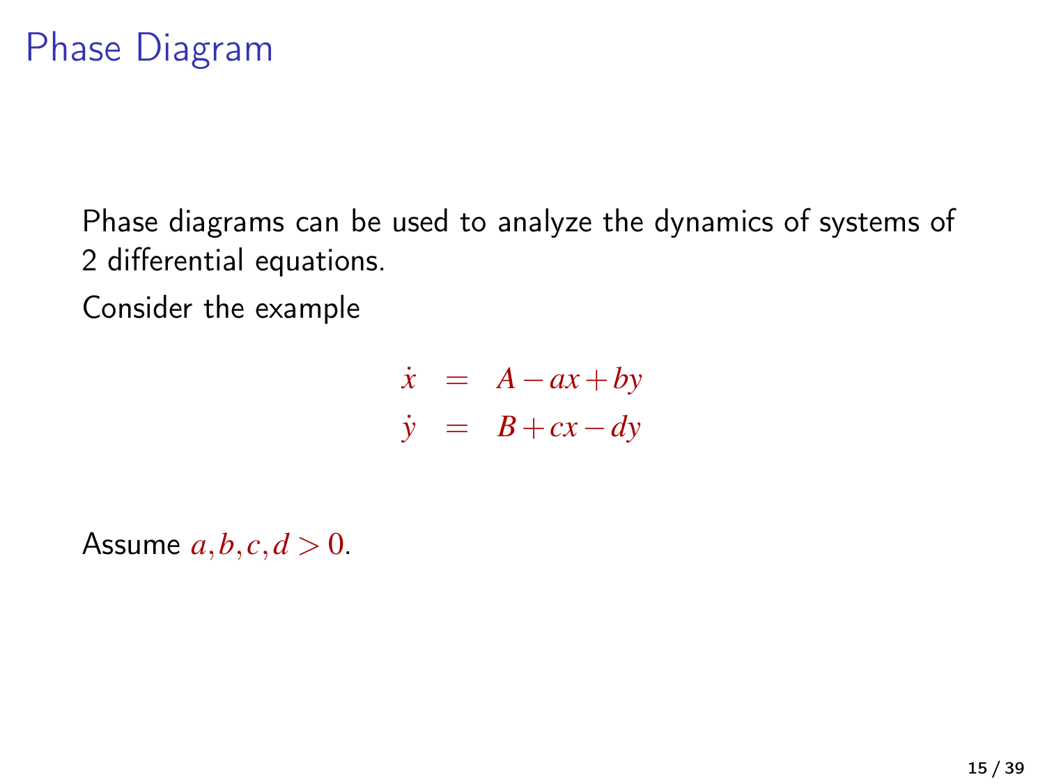# Phase Diagram

Phase diagrams can be used to analyze the dynamics of systems of 2 differential equations.

Consider the example

$$
\begin{aligned}
\dot{x} &= A - ax + by \\
\dot{y} &= B + cx - dy
\end{aligned}
$$

Assume $a, b, c, d > 0$.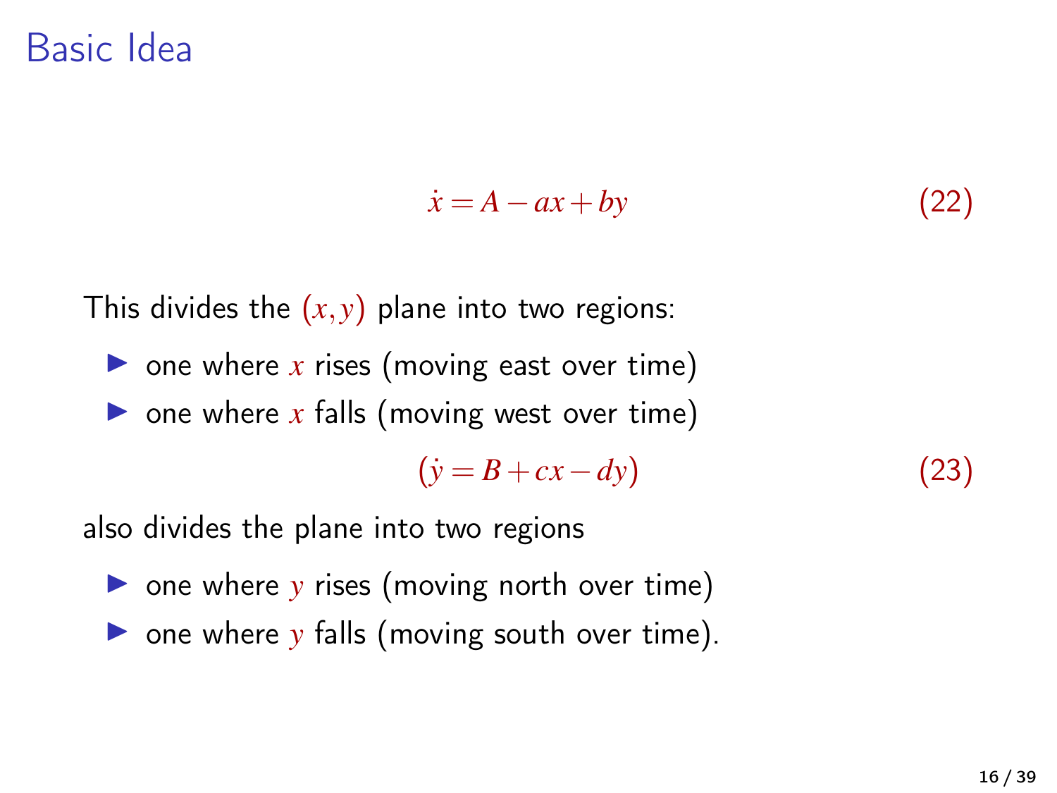# Basic Idea

$$\dot{x} = A - ax + by \tag{22}$$

This divides the $(x, y)$ plane into two regions:

- one where $x$ rises (moving east over time)
- one where $x$ falls (moving west over time)

$$(\dot{y} = B + cx - dy) \tag{23}$$

also divides the plane into two regions

- one where $y$ rises (moving north over time)
- one where $y$ falls (moving south over time).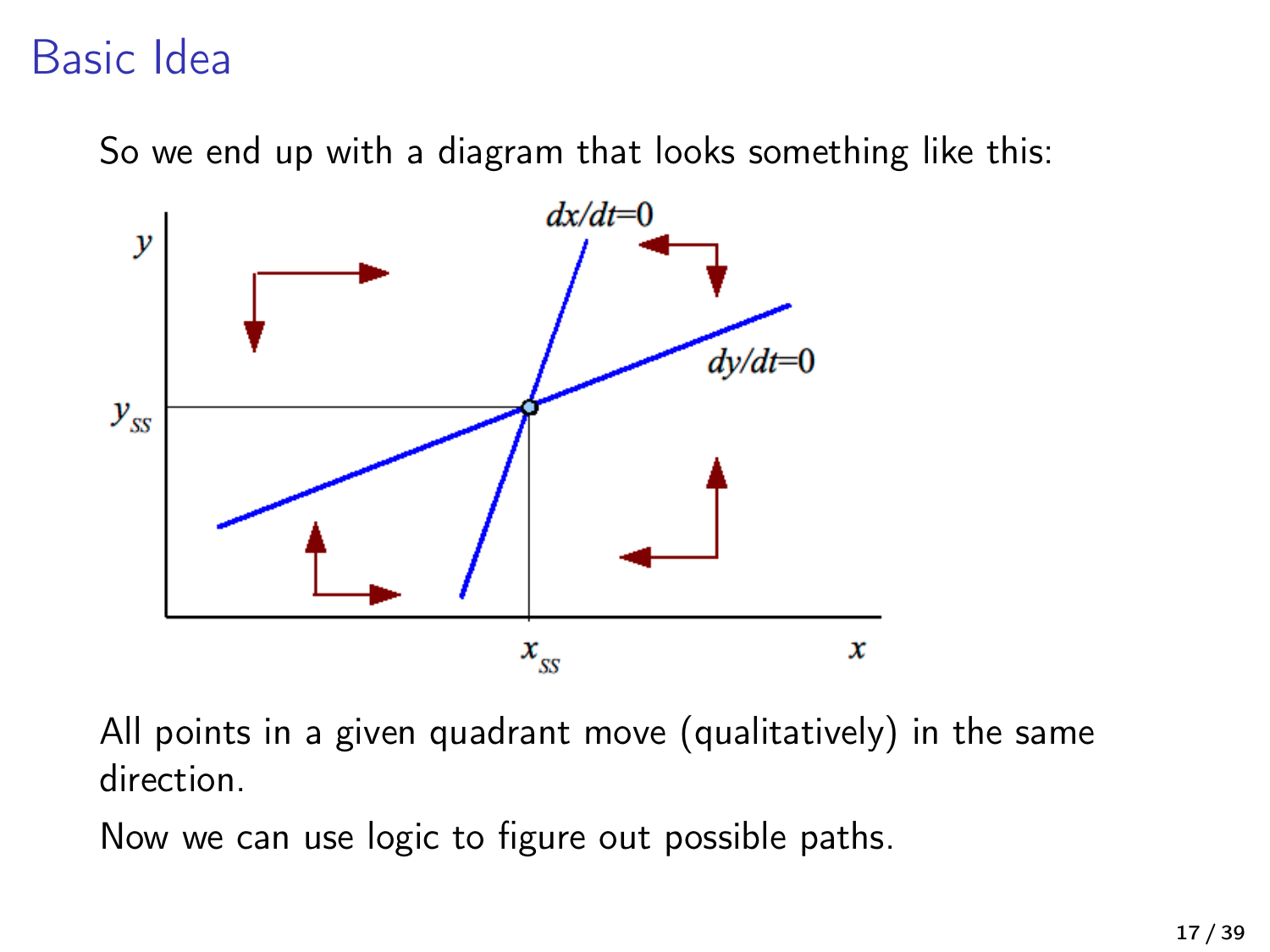# Basic Idea

So we end up with a diagram that looks something like this:

$dx/dt=0$

$y$

$dy/dt=0$

$y_{SS}$

$x_{SS}$

$x$

All points in a given quadrant move (qualitatively) in the same direction.

Now we can use logic to figure out possible paths.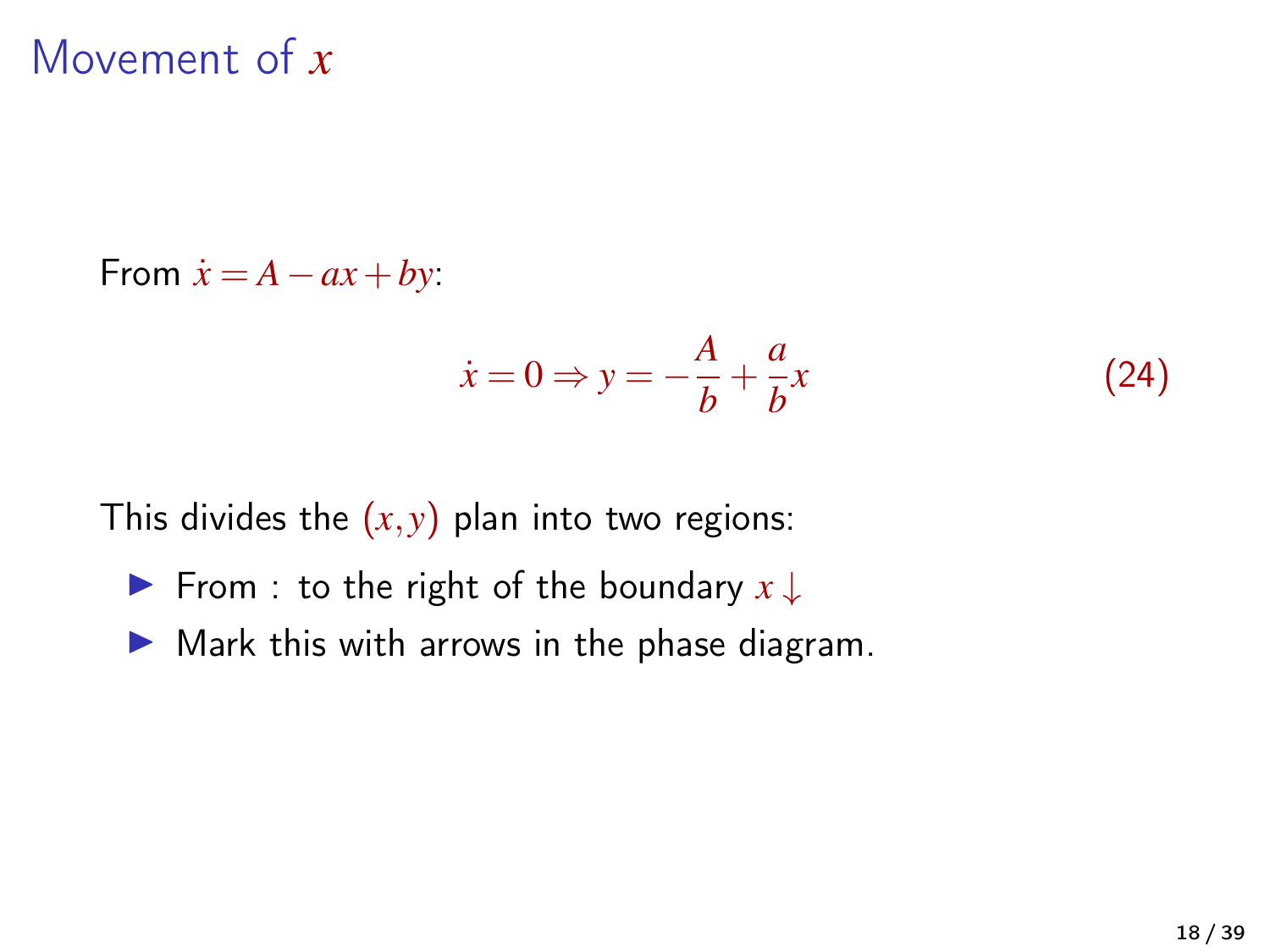# Movement of $x$

From $\dot{x} = A - ax + by$:

$$\dot{x} = 0 \Rightarrow y = -\frac{A}{b} + \frac{a}{b}x \tag{24}$$

This divides the $(x, y)$ plan into two regions:

- From : to the right of the boundary $x \downarrow$
- Mark this with arrows in the phase diagram.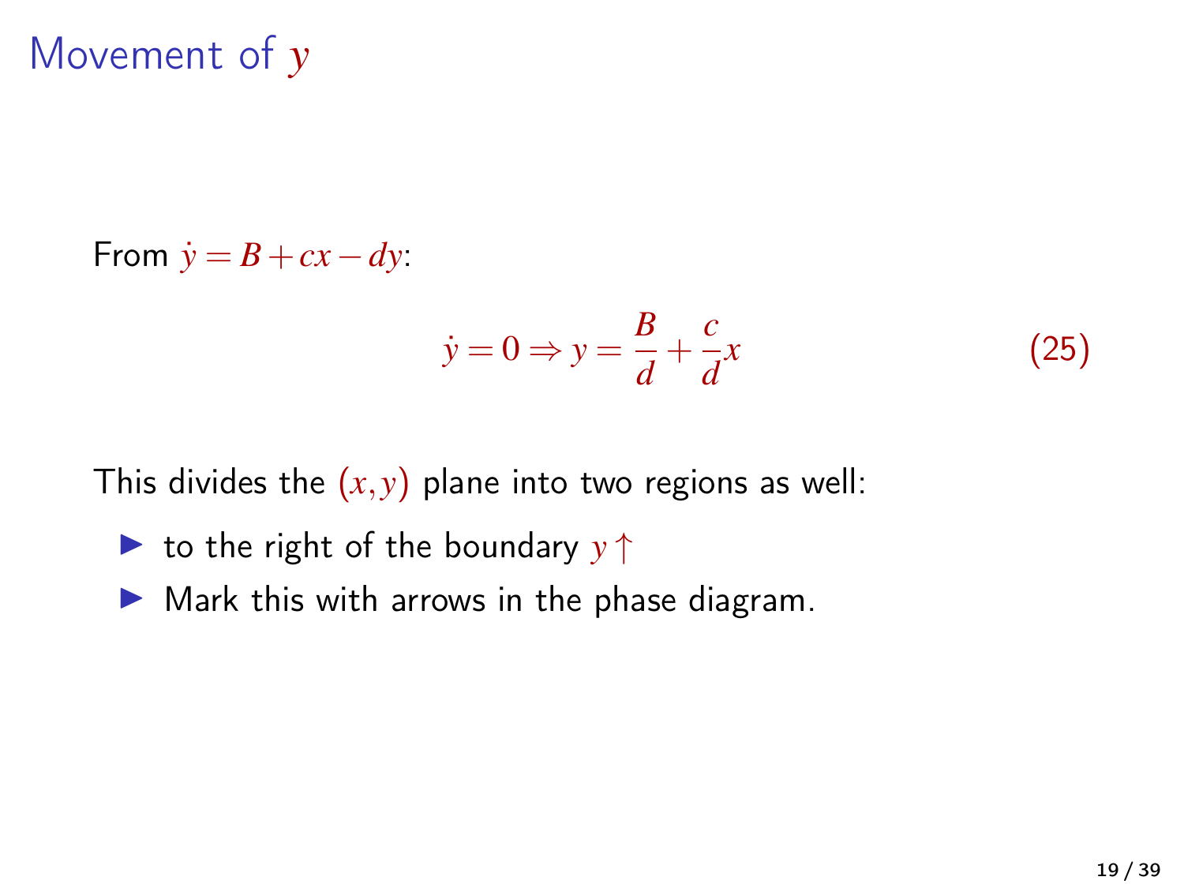# Movement of $y$

From $\dot{y} = B + cx - dy$:

$$\dot{y} = 0 \Rightarrow y = \frac{B}{d} + \frac{c}{d}x \tag{25}$$

This divides the $(x, y)$ plane into two regions as well:

- to the right of the boundary $y \uparrow$
- Mark this with arrows in the phase diagram.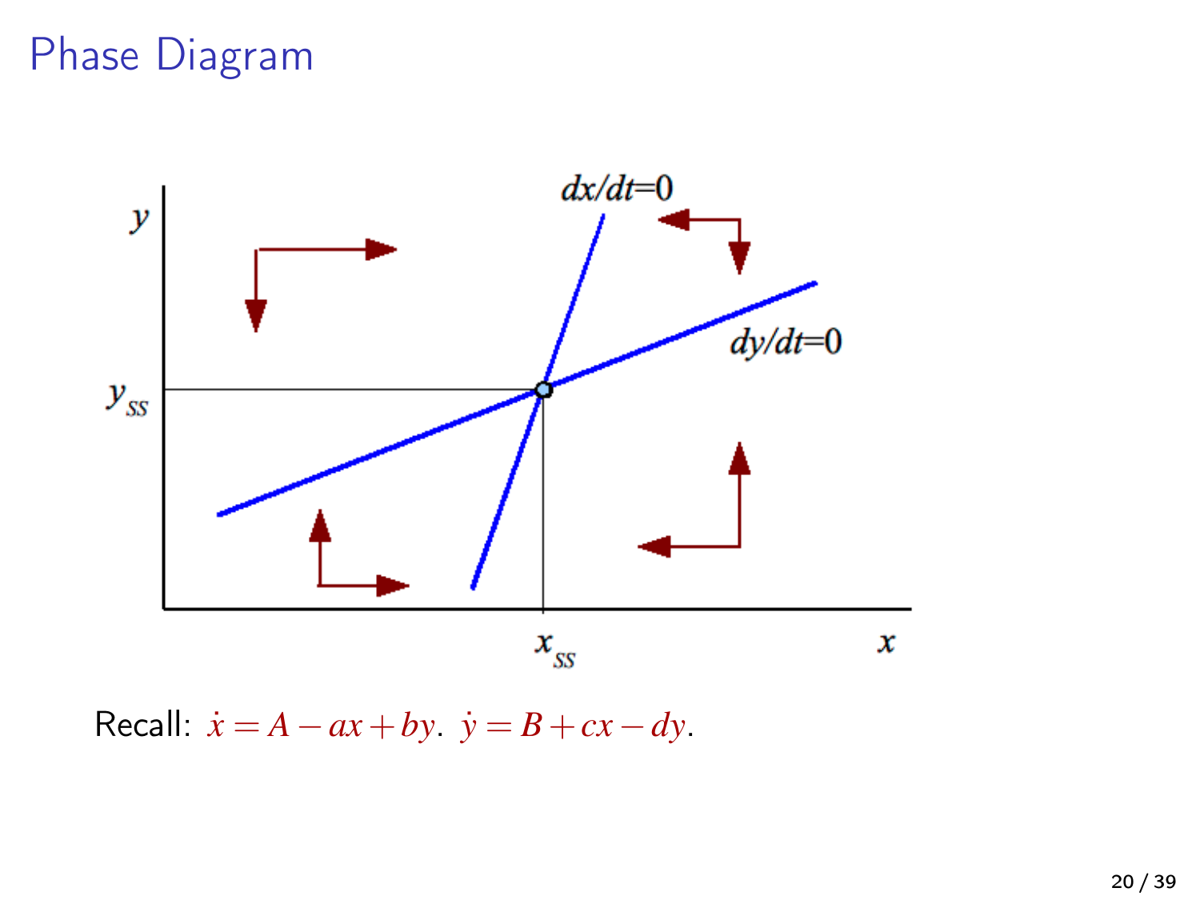# Phase Diagram

y

dx/dt=0

dy/dt=0

$y_{SS}$

$x_{SS}$

x

Recall: $\dot{x} = A - ax + by$. $\dot{y} = B + cx - dy$.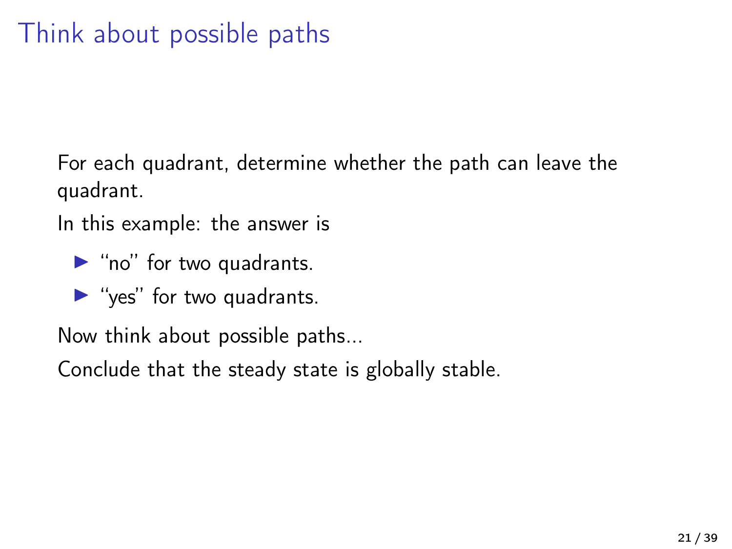# Think about possible paths

For each quadrant, determine whether the path can leave the quadrant.

In this example: the answer is

- "no" for two quadrants.
- "yes" for two quadrants.

Now think about possible paths...

Conclude that the steady state is globally stable.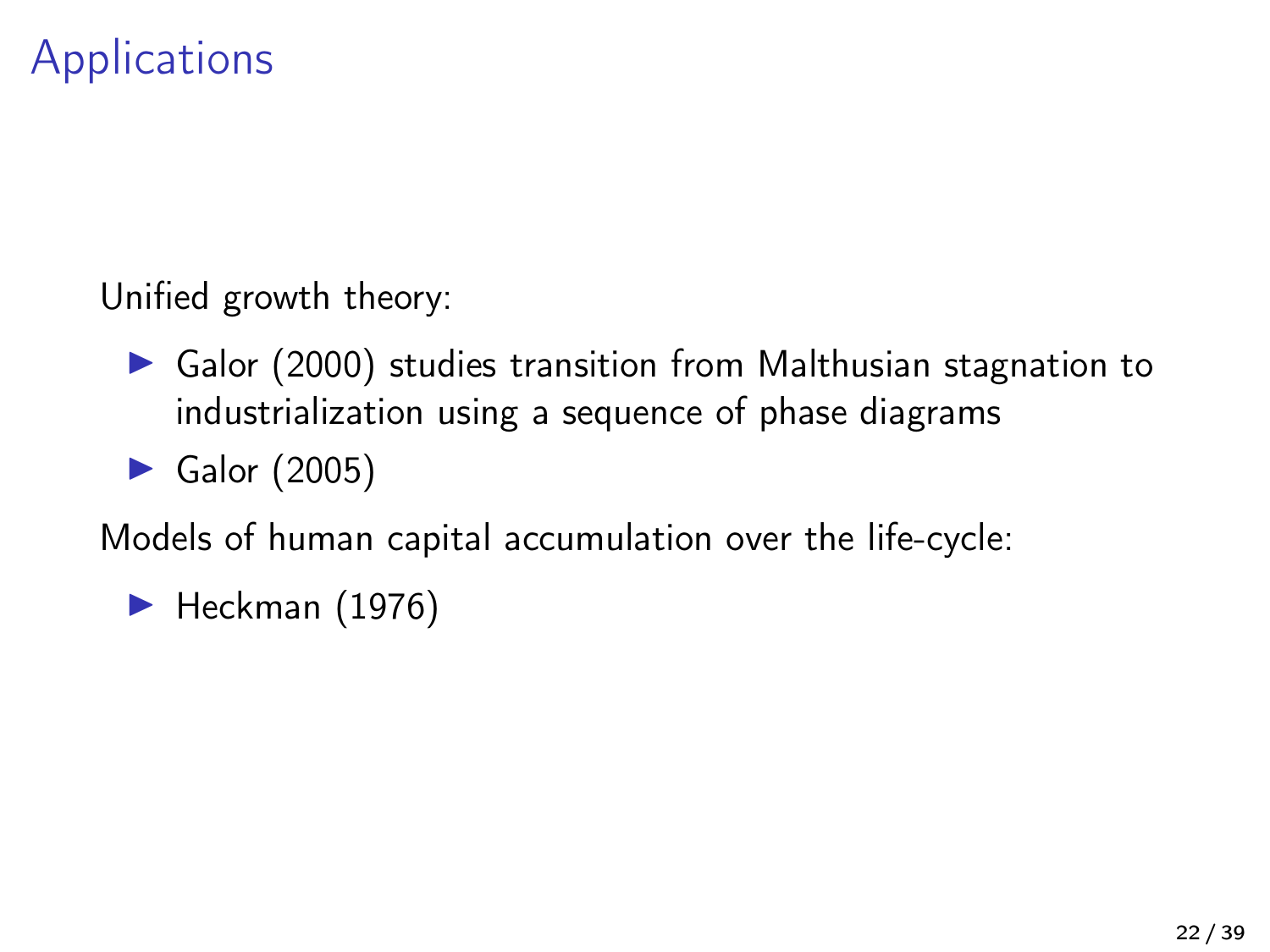# Applications

Unified growth theory:

- Galor (2000) studies transition from Malthusian stagnation to industrialization using a sequence of phase diagrams
- Galor (2005)

Models of human capital accumulation over the life-cycle:

- Heckman (1976)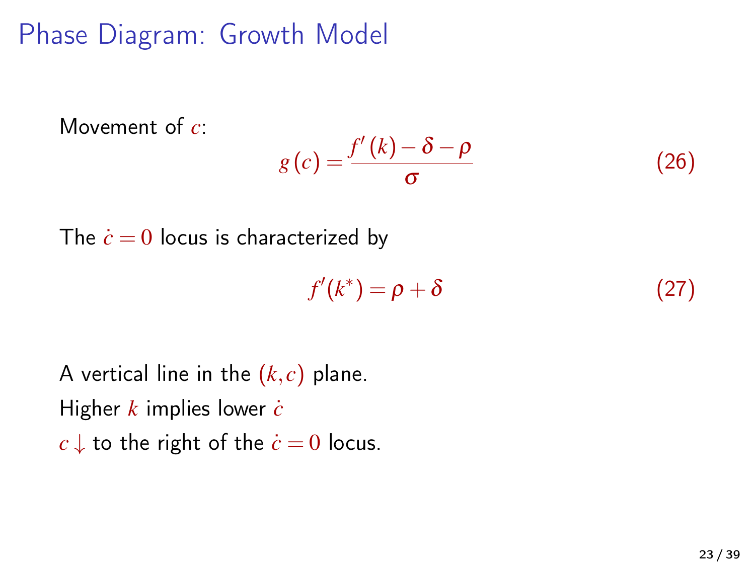# Phase Diagram: Growth Model

Movement of $c$:

$$g(c) = \frac{f'(k) - \delta - \rho}{\sigma} \tag{26}$$

The $\dot{c} = 0$ locus is characterized by

$$f'(k^*) = \rho + \delta \tag{27}$$

A vertical line in the $(k, c)$ plane.

Higher $k$ implies lower $\dot{c}$

$c \downarrow$ to the right of the $\dot{c} = 0$ locus.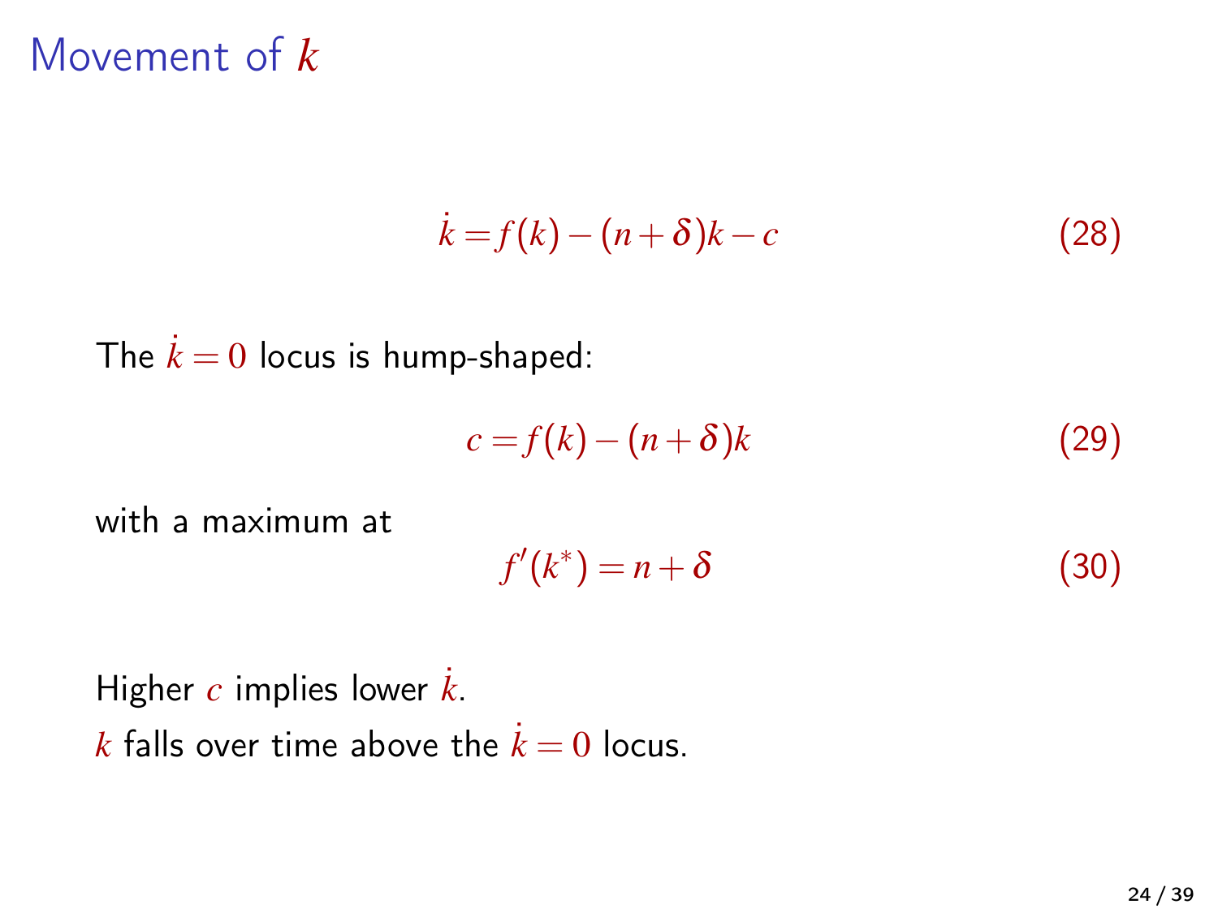# Movement of $k$

$$\dot{k} = f(k) - (n+\delta)k - c \tag{28}$$

The $\dot{k} = 0$ locus is hump-shaped:

$$c = f(k) - (n+\delta)k \tag{29}$$

with a maximum at

$$f'(k^*) = n + \delta \tag{30}$$

Higher $c$ implies lower $\dot{k}$.

$k$ falls over time above the $\dot{k} = 0$ locus.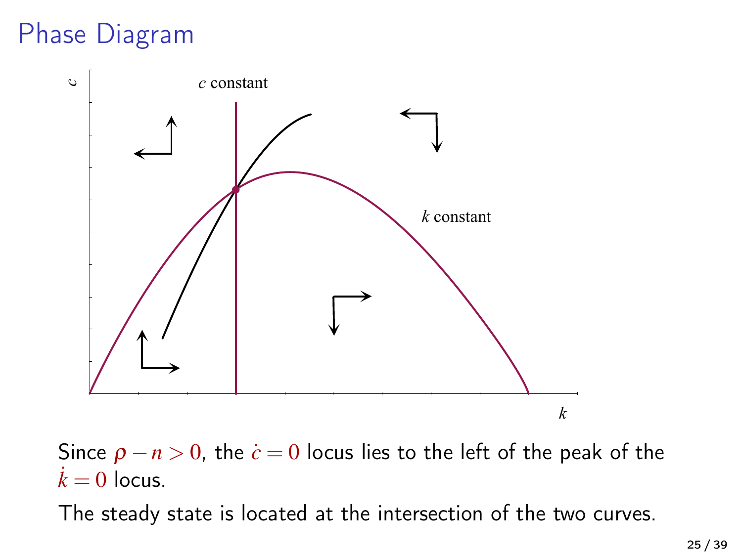# Phase Diagram

c

c constant

k constant

k

Since $\rho - n > 0$, the $\dot{c} = 0$ locus lies to the left of the peak of the $\dot{k} = 0$ locus.

The steady state is located at the intersection of the two curves.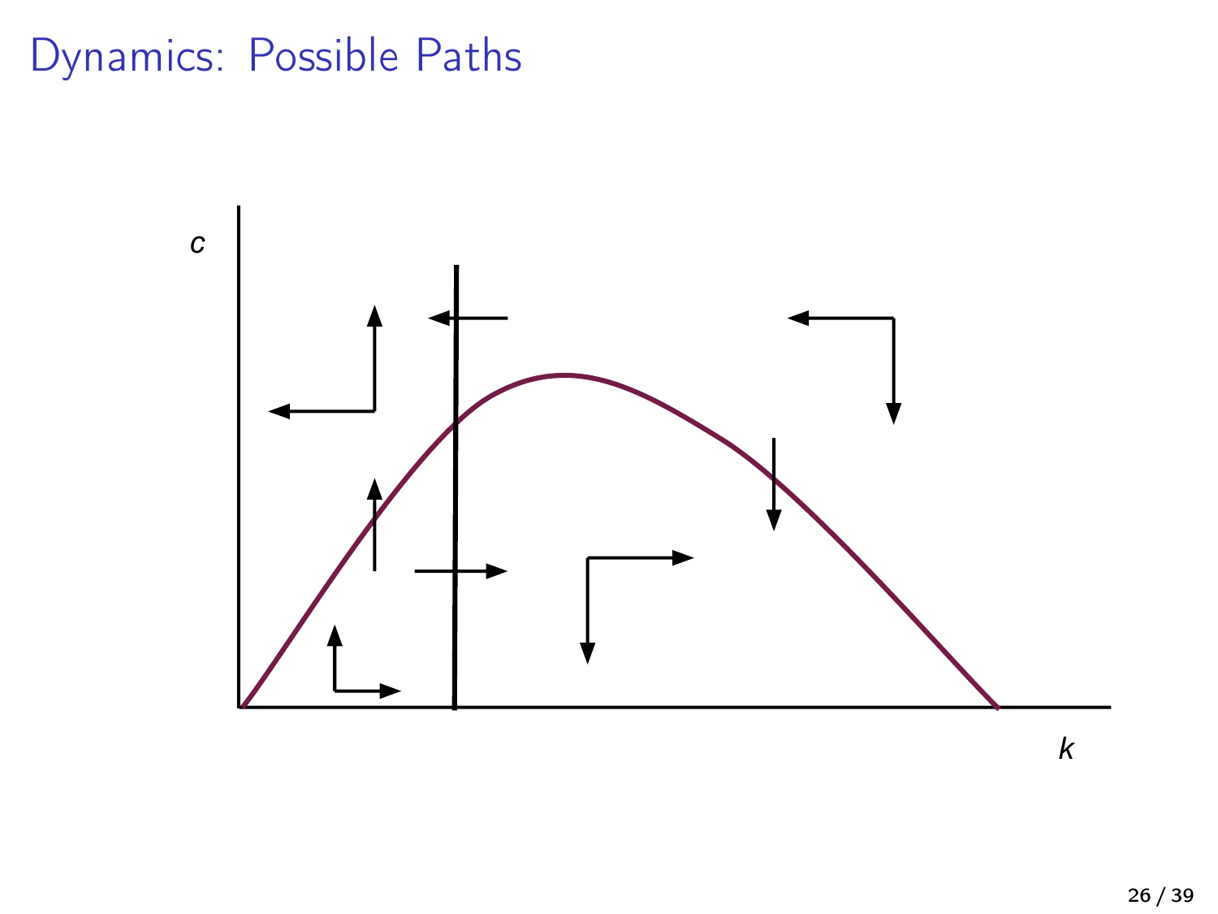# Dynamics: Possible Paths

$c$

$k$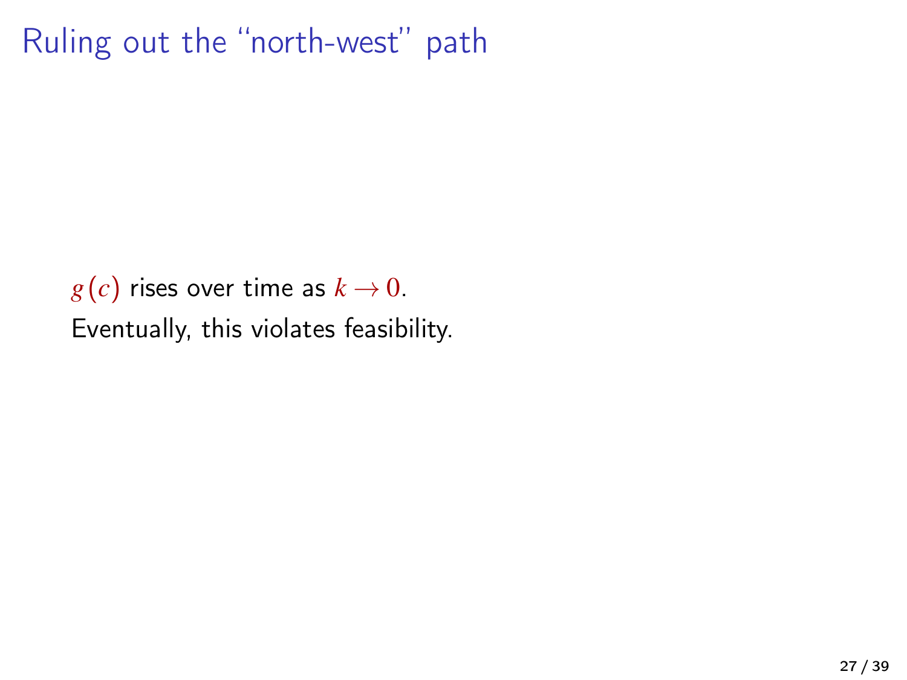# Ruling out the "north-west" path

$g(c)$ rises over time as $k \to 0$.

Eventually, this violates feasibility.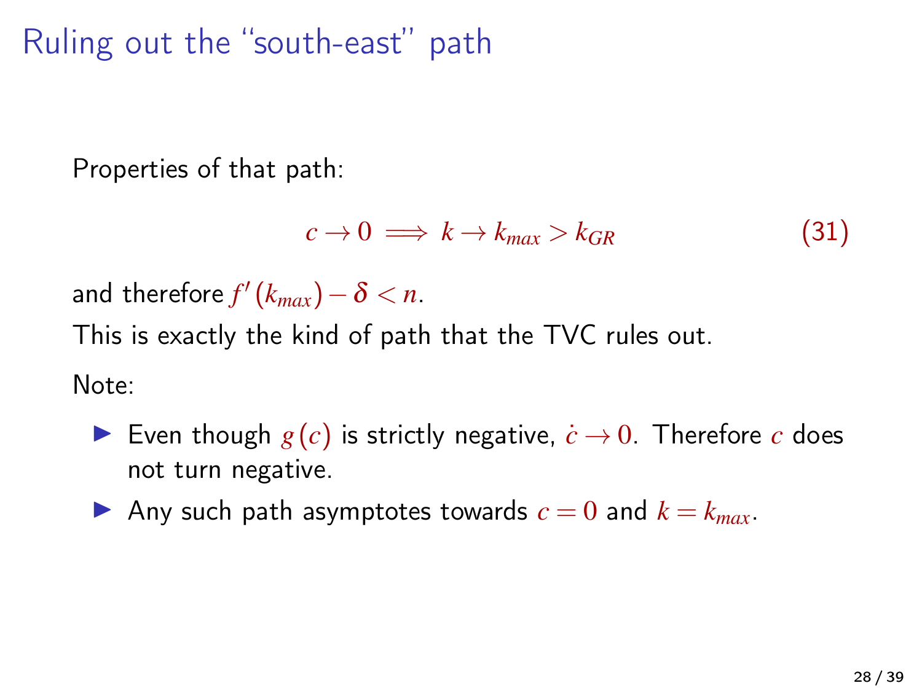# Ruling out the "south-east" path

Properties of that path:

$$c \to 0 \implies k \to k_{max} > k_{GR} \tag{31}$$

and therefore $f'(k_{max}) - \delta < n$.

This is exactly the kind of path that the TVC rules out.

Note:

- Even though $g(c)$ is strictly negative, $\dot{c} \to 0$. Therefore $c$ does not turn negative.
- Any such path asymptotes towards $c = 0$ and $k = k_{max}$.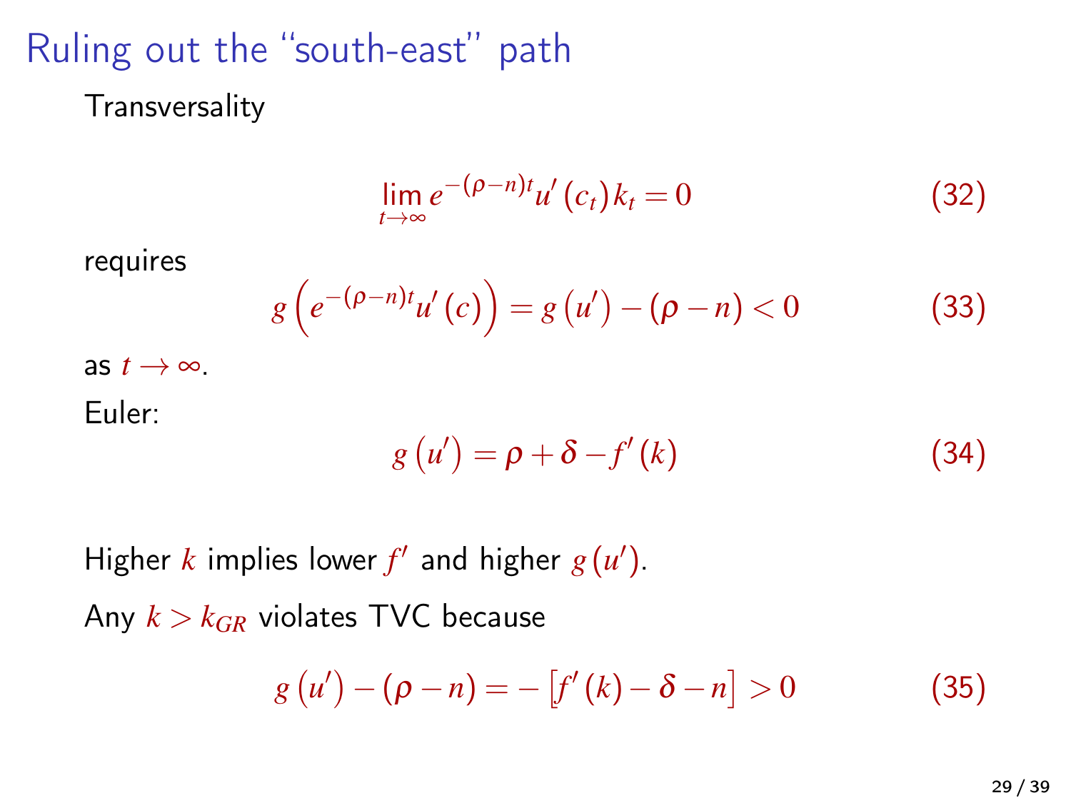# Ruling out the "south-east" path

Transversality

$$\lim_{t\to\infty} e^{-(\rho-n)t} u'(c_t) k_t = 0 \tag{32}$$

requires

$$g\left(e^{-(\rho-n)t} u'(c)\right) = g(u') - (\rho - n) < 0 \tag{33}$$

as $t \to \infty$.

Euler:

$$g(u') = \rho + \delta - f'(k) \tag{34}$$

Higher $k$ implies lower $f'$ and higher $g(u')$.

Any $k > k_{GR}$ violates TVC because

$$g(u') - (\rho - n) = -\left[f'(k) - \delta - n\right] > 0 \tag{35}$$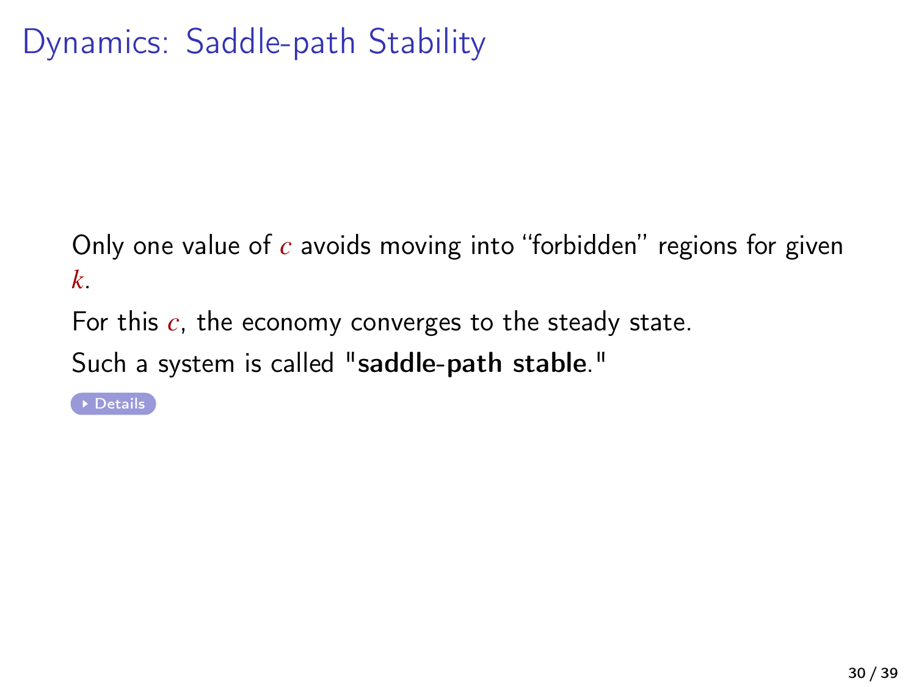# Dynamics: Saddle-path Stability

Only one value of $c$ avoids moving into "forbidden" regions for given $k$.

For this $c$, the economy converges to the steady state.

Such a system is called "**saddle-path stable**."

Details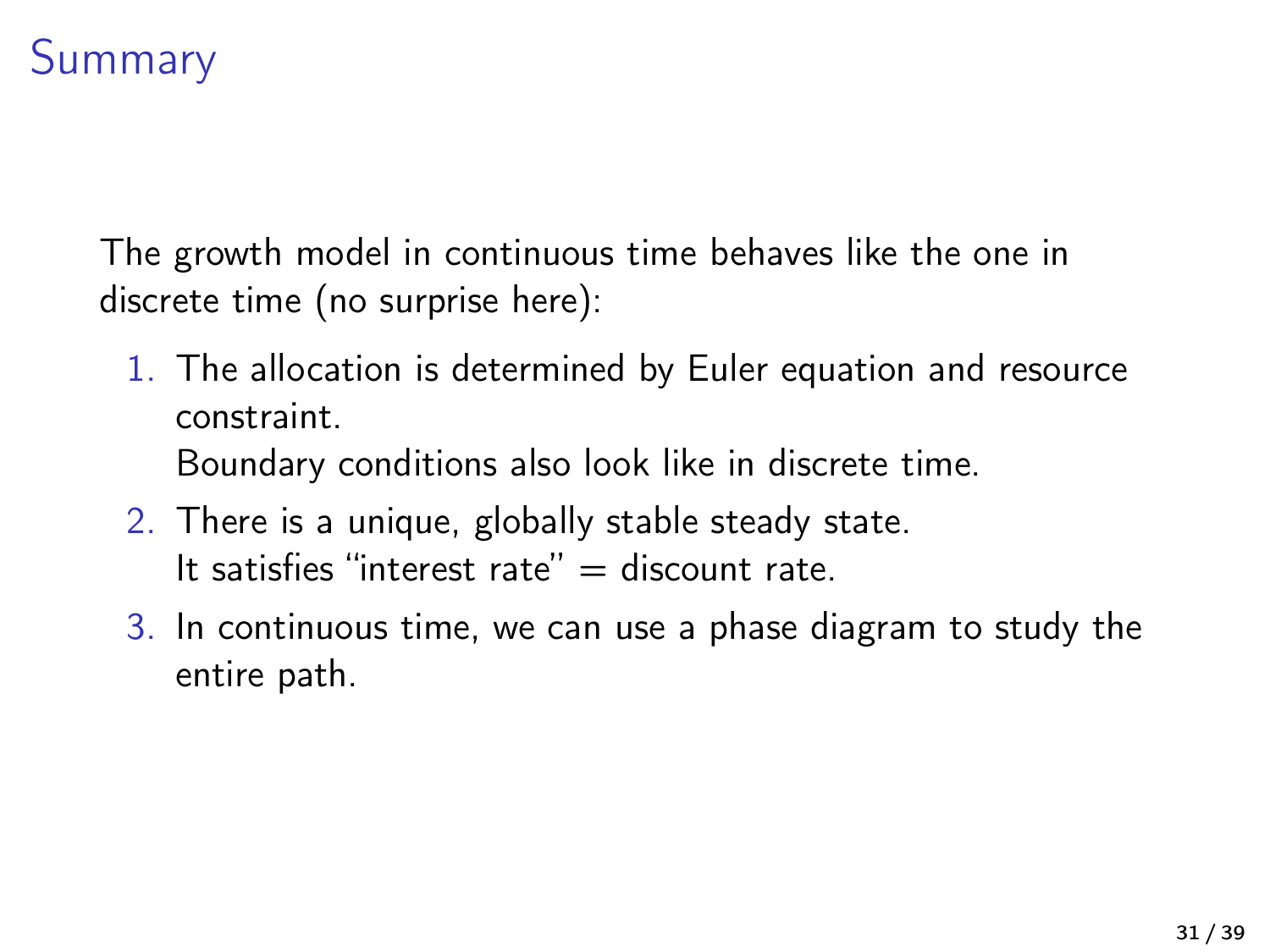# Summary

The growth model in continuous time behaves like the one in discrete time (no surprise here):

1. The allocation is determined by Euler equation and resource constraint.
   Boundary conditions also look like in discrete time.
2. There is a unique, globally stable steady state.
   It satisfies "interest rate" = discount rate.
3. In continuous time, we can use a phase diagram to study the entire path.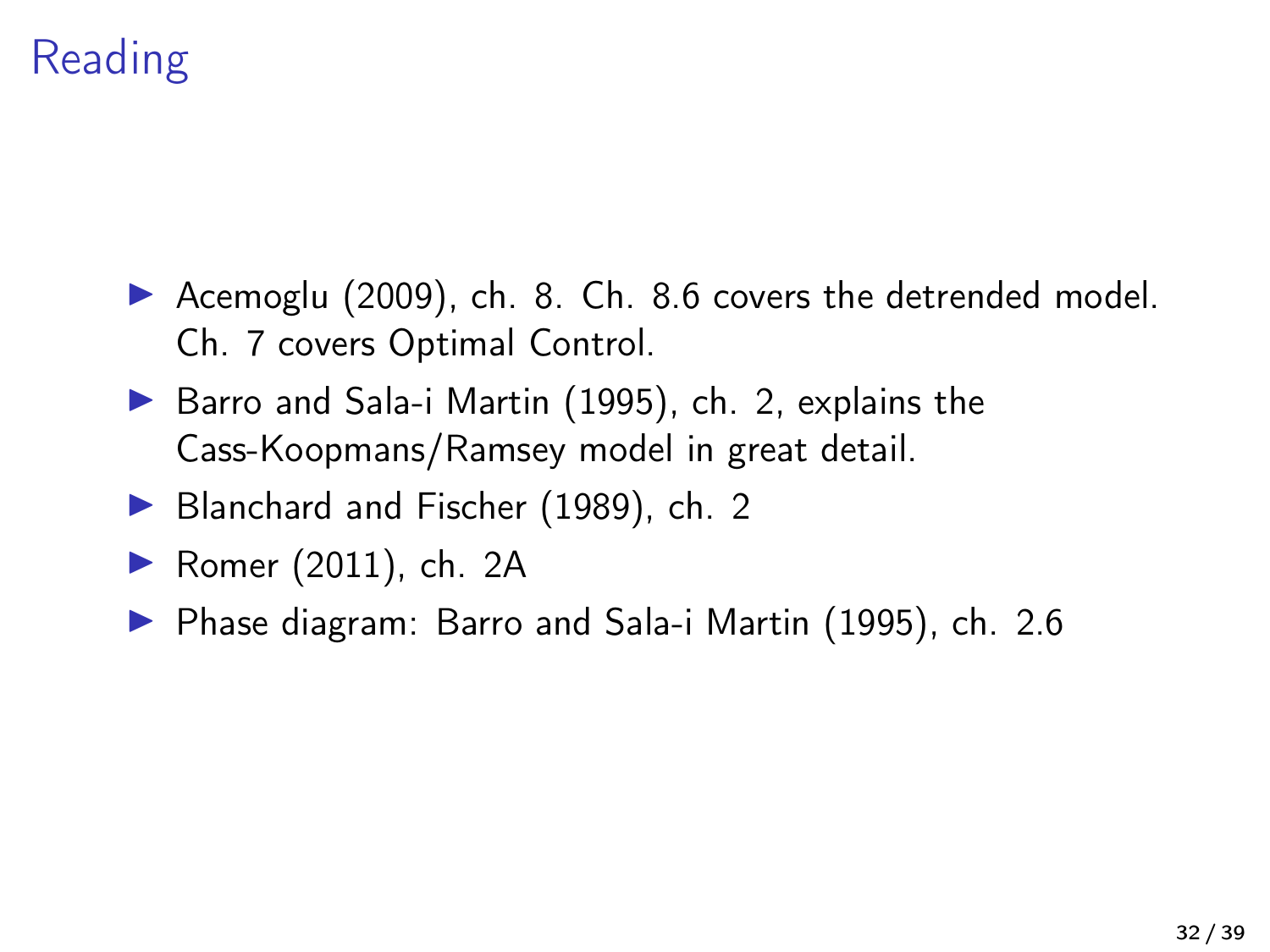# Reading

- Acemoglu (2009), ch. 8. Ch. 8.6 covers the detrended model. Ch. 7 covers Optimal Control.
- Barro and Sala-i Martin (1995), ch. 2, explains the Cass-Koopmans/Ramsey model in great detail.
- Blanchard and Fischer (1989), ch. 2
- Romer (2011), ch. 2A
- Phase diagram: Barro and Sala-i Martin (1995), ch. 2.6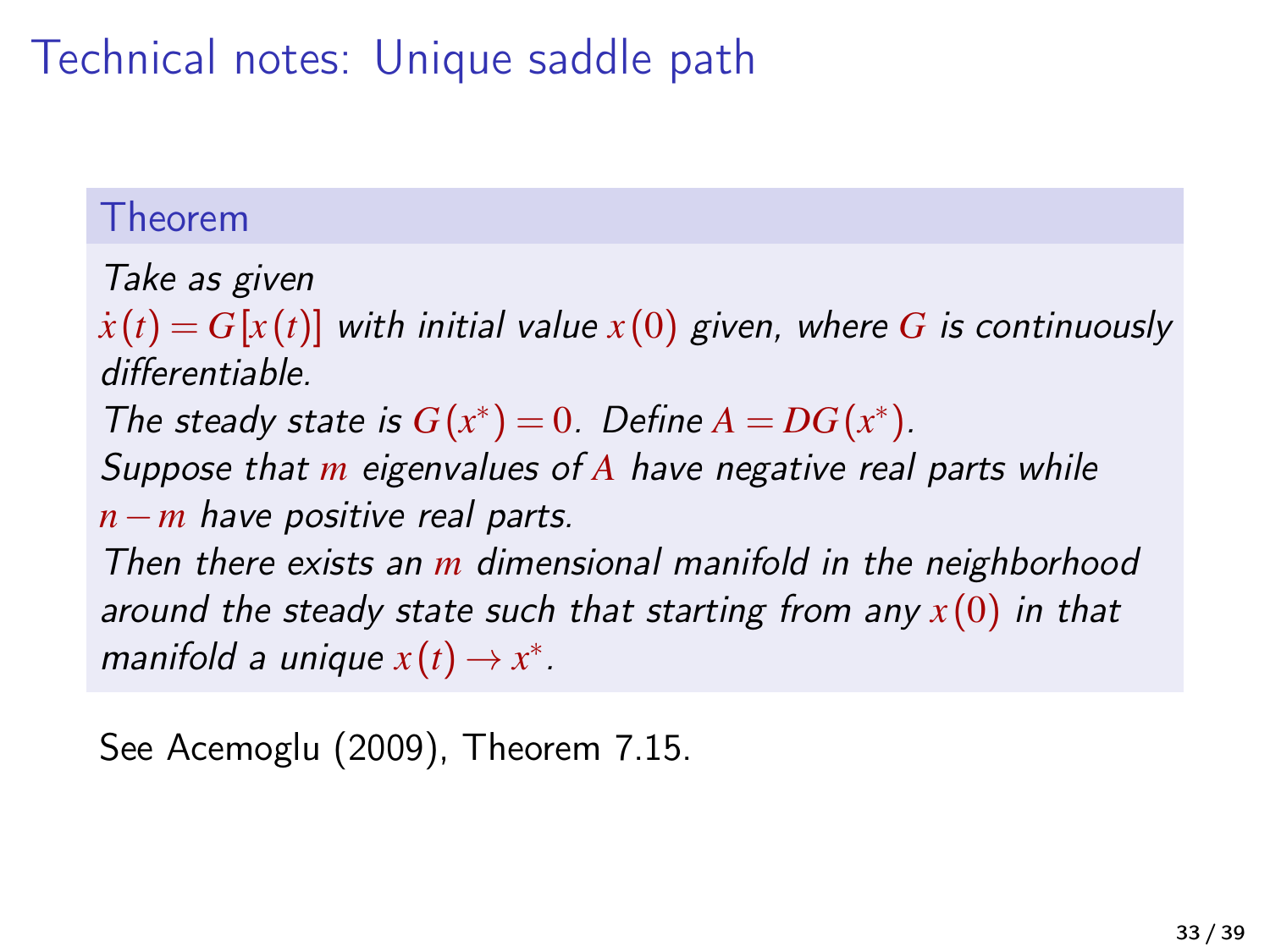# Technical notes: Unique saddle path

**Theorem**

*Take as given*
$\dot{x}(t) = G[x(t)]$ *with initial value* $x(0)$ *given, where* $G$ *is continuously differentiable.*
*The steady state is* $G(x^*) = 0$*. Define* $A = DG(x^*)$*.*
*Suppose that* $m$ *eigenvalues of* $A$ *have negative real parts while* $n - m$ *have positive real parts.*
*Then there exists an* $m$ *dimensional manifold in the neighborhood around the steady state such that starting from any* $x(0)$ *in that manifold a unique* $x(t) \to x^*$*.*

See Acemoglu (2009), Theorem 7.15.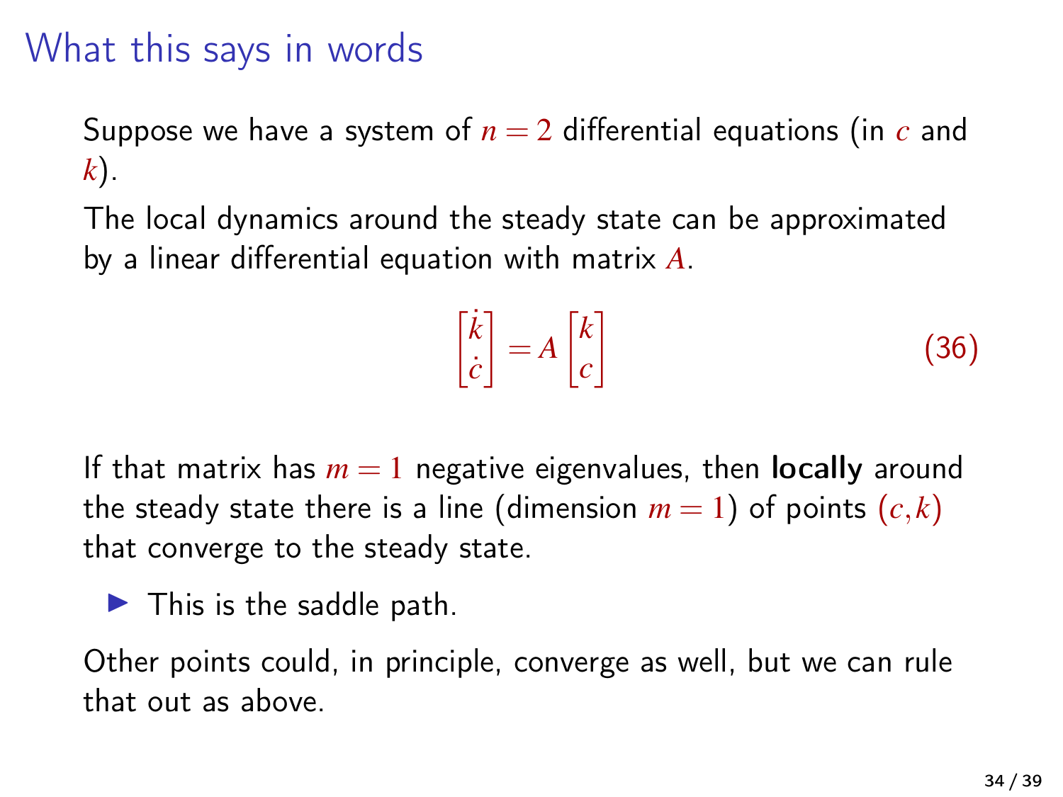# What this says in words

Suppose we have a system of $n = 2$ differential equations (in $c$ and $k$).

The local dynamics around the steady state can be approximated by a linear differential equation with matrix $A$.

$$\begin{bmatrix} \dot{k} \\ \dot{c} \end{bmatrix} = A \begin{bmatrix} k \\ c \end{bmatrix} \tag{36}$$

If that matrix has $m = 1$ negative eigenvalues, then **locally** around the steady state there is a line (dimension $m = 1$) of points $(c, k)$ that converge to the steady state.

- This is the saddle path.

Other points could, in principle, converge as well, but we can rule that out as above.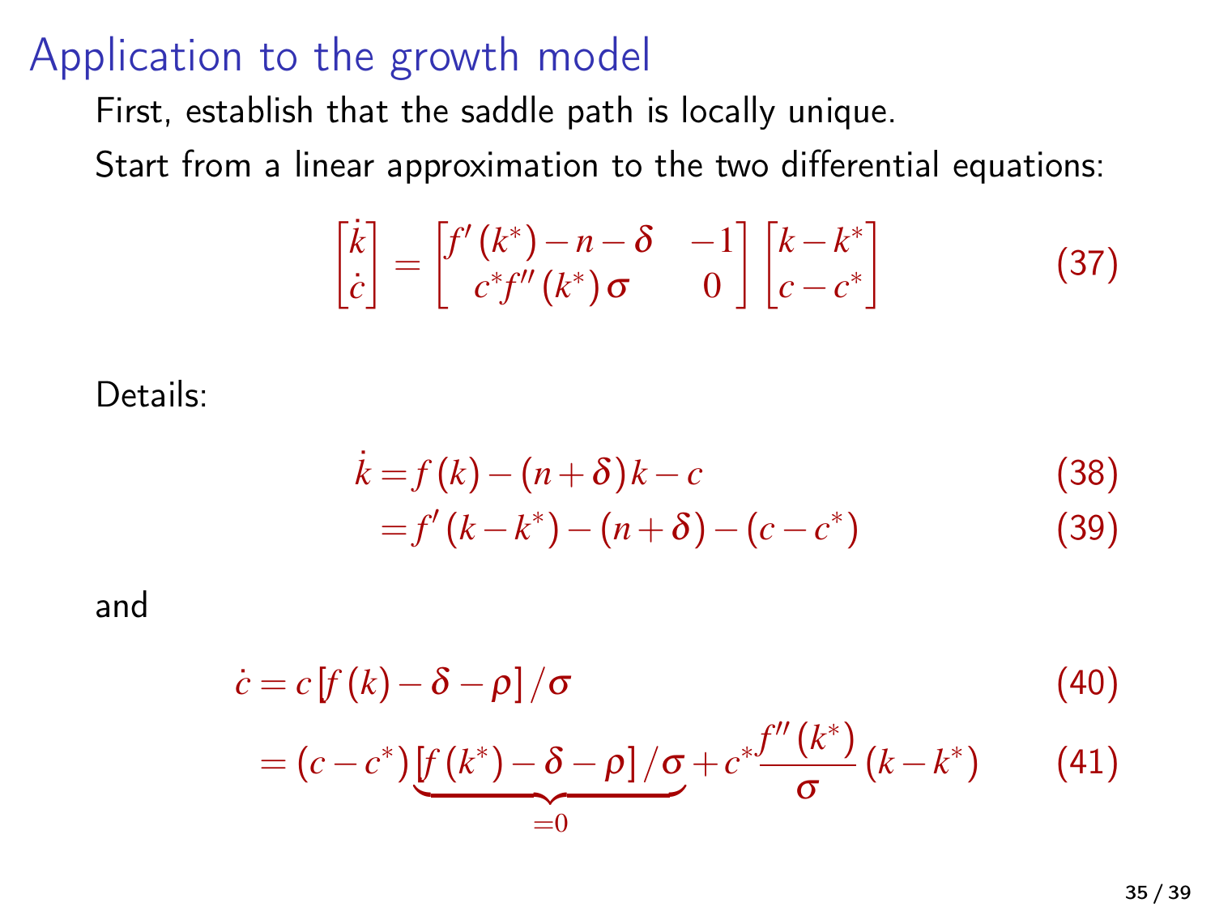# Application to the growth model

First, establish that the saddle path is locally unique.

Start from a linear approximation to the two differential equations:

$$\begin{bmatrix} \dot{k} \\ \dot{c} \end{bmatrix} = \begin{bmatrix} f'(k^*) - n - \delta & -1 \\ c^* f''(k^*)\sigma & 0 \end{bmatrix} \begin{bmatrix} k - k^* \\ c - c^* \end{bmatrix} \tag{37}$$

Details:

$$\dot{k} = f(k) - (n+\delta)k - c \tag{38}$$

$$= f'(k - k^*) - (n+\delta) - (c - c^*) \tag{39}$$

and

$$\dot{c} = c\left[f(k) - \delta - \rho\right]/\sigma \tag{40}$$

$$= (c - c^*)\underbrace{\left[f(k^*) - \delta - \rho\right]/\sigma}_{=0} + c^* \frac{f''(k^*)}{\sigma}(k - k^*) \tag{41}$$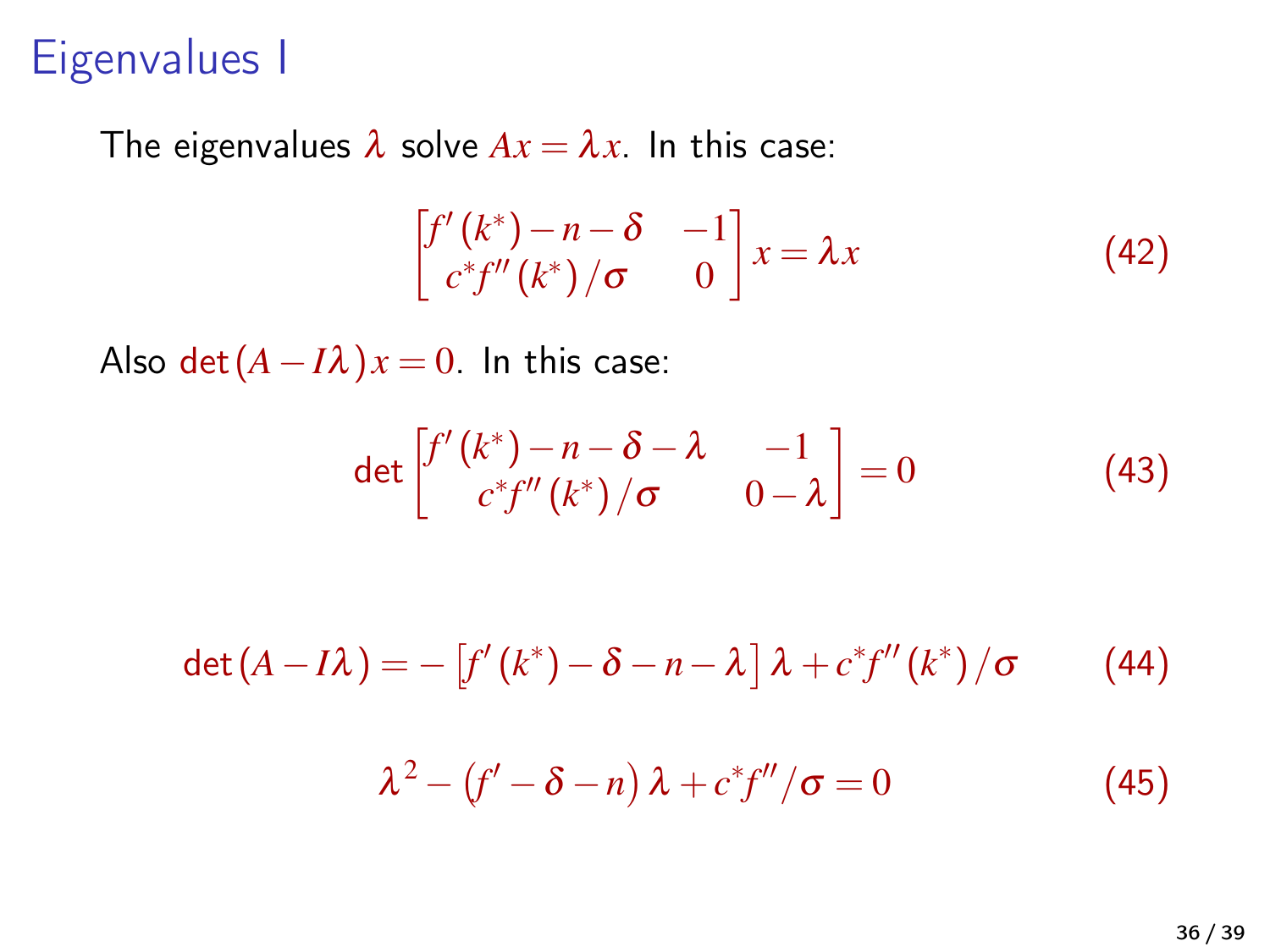# Eigenvalues I

The eigenvalues $\lambda$ solve $Ax = \lambda x$. In this case:

$$\begin{bmatrix} f'(k^*) - n - \delta & -1 \\ c^* f''(k^*)/\sigma & 0 \end{bmatrix} x = \lambda x \tag{42}$$

Also $\det(A - I\lambda)x = 0$. In this case:

$$\det \begin{bmatrix} f'(k^*) - n - \delta - \lambda & -1 \\ c^* f''(k^*)/\sigma & 0 - \lambda \end{bmatrix} = 0 \tag{43}$$

$$\det(A - I\lambda) = -\left[f'(k^*) - \delta - n - \lambda\right]\lambda + c^* f''(k^*)/\sigma \tag{44}$$

$$\lambda^2 - \left(f' - \delta - n\right)\lambda + c^* f''/\sigma = 0 \tag{45}$$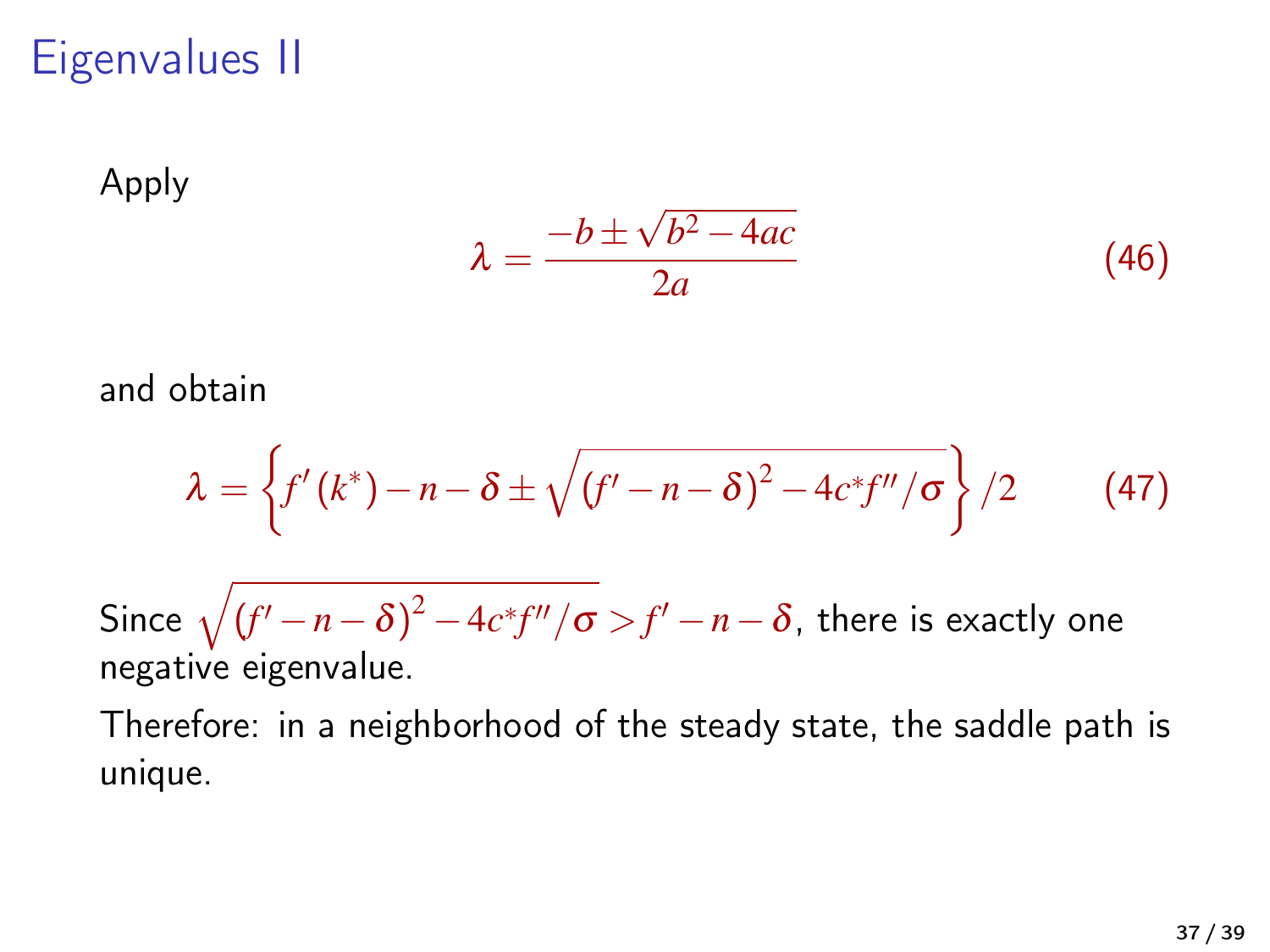# Eigenvalues II

Apply

$$\lambda = \frac{-b \pm \sqrt{b^2 - 4ac}}{2a} \tag{46}$$

and obtain

$$\lambda = \left\{ f'(k^*) - n - \delta \pm \sqrt{(f' - n - \delta)^2 - 4c^* f''/\sigma} \right\} / 2 \tag{47}$$

Since $\sqrt{(f' - n - \delta)^2 - 4c^* f''/\sigma} > f' - n - \delta$, there is exactly one negative eigenvalue.

Therefore: in a neighborhood of the steady state, the saddle path is unique.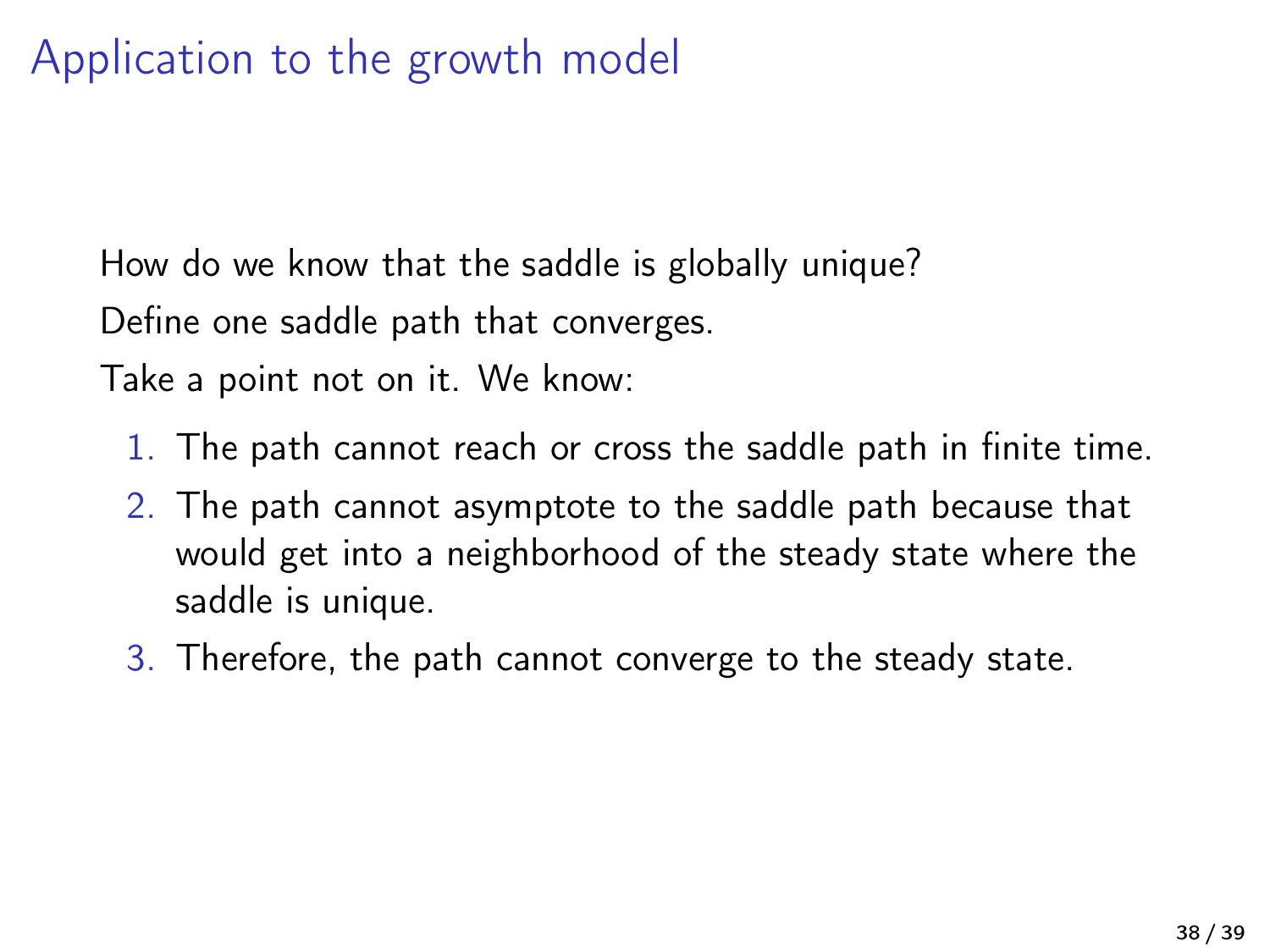# Application to the growth model

How do we know that the saddle is globally unique?

Define one saddle path that converges.

Take a point not on it. We know:

1. The path cannot reach or cross the saddle path in finite time.
2. The path cannot asymptote to the saddle path because that would get into a neighborhood of the steady state where the saddle is unique.
3. Therefore, the path cannot converge to the steady state.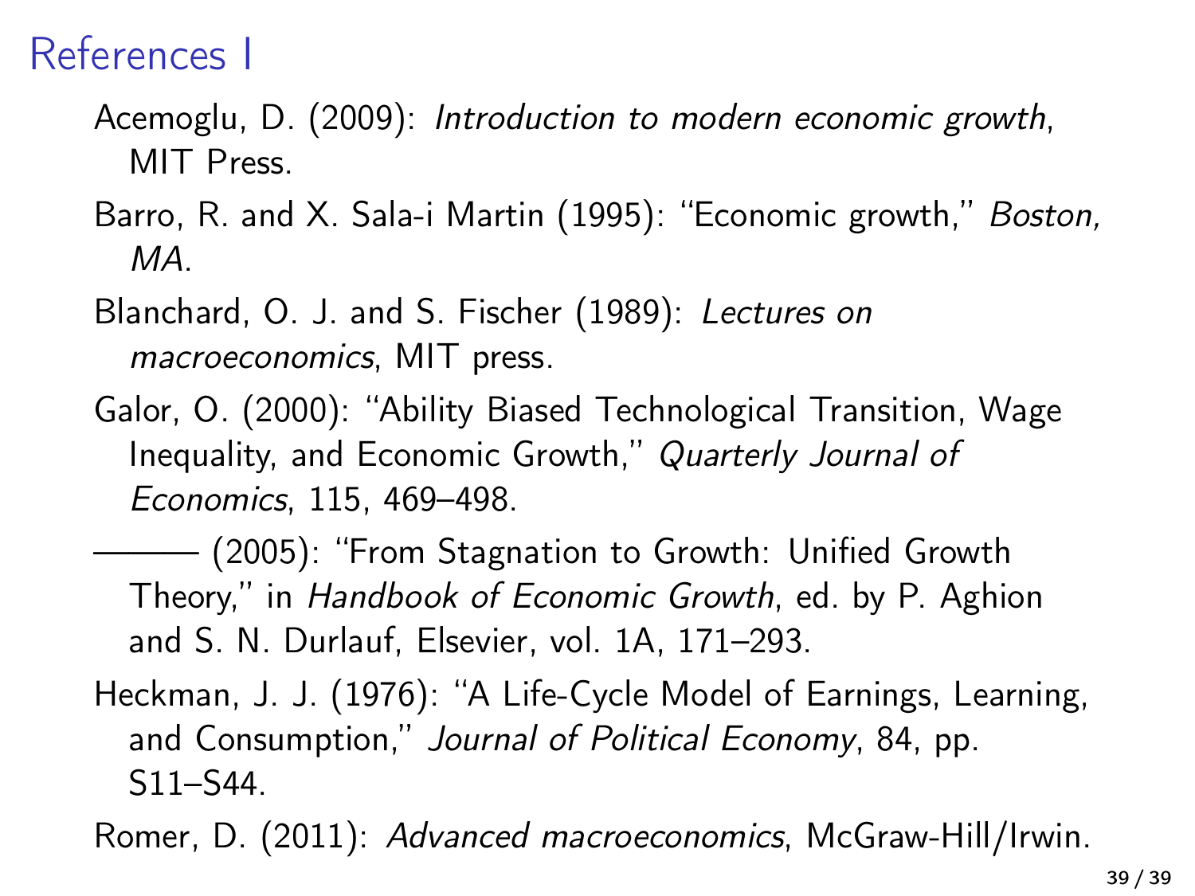# References I

Acemoglu, D. (2009): *Introduction to modern economic growth*, MIT Press.

Barro, R. and X. Sala-i Martin (1995): "Economic growth," *Boston, MA*.

Blanchard, O. J. and S. Fischer (1989): *Lectures on macroeconomics*, MIT press.

Galor, O. (2000): "Ability Biased Technological Transition, Wage Inequality, and Economic Growth," *Quarterly Journal of Economics*, 115, 469–498.

——— (2005): "From Stagnation to Growth: Unified Growth Theory," in *Handbook of Economic Growth*, ed. by P. Aghion and S. N. Durlauf, Elsevier, vol. 1A, 171–293.

Heckman, J. J. (1976): "A Life-Cycle Model of Earnings, Learning, and Consumption," *Journal of Political Economy*, 84, pp. S11–S44.

Romer, D. (2011): *Advanced macroeconomics*, McGraw-Hill/Irwin.